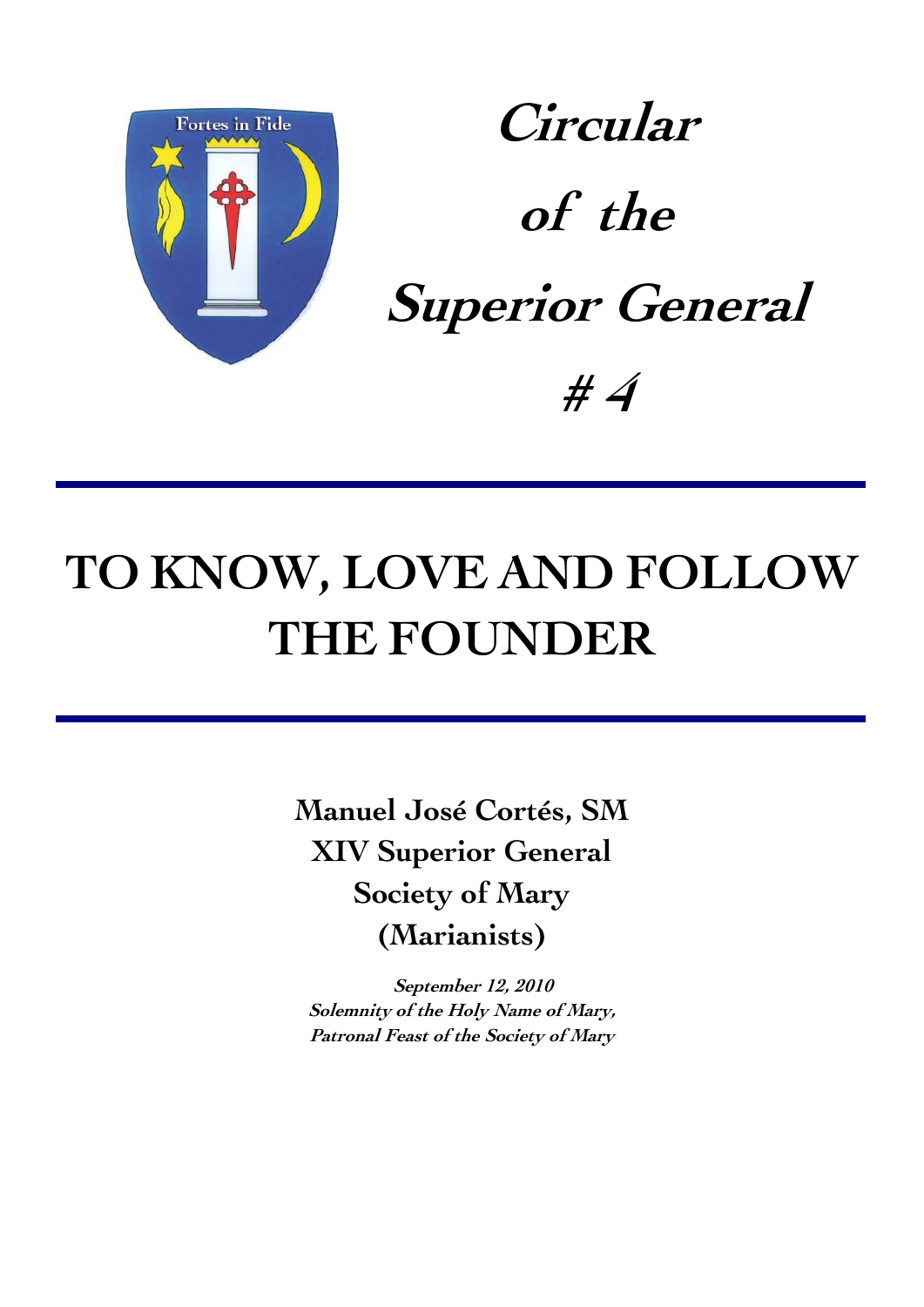Fortes in Fide

# Circular of the Superior General # 4

# TO KNOW, LOVE AND FOLLOW THE FOUNDER

**Manuel José Cortés, SM**
**XIV Superior General**
**Society of Mary**
**(Marianists)**

***September 12, 2010***
***Solemnity of the Holy Name of Mary,***
***Patronal Feast of the Society of Mary***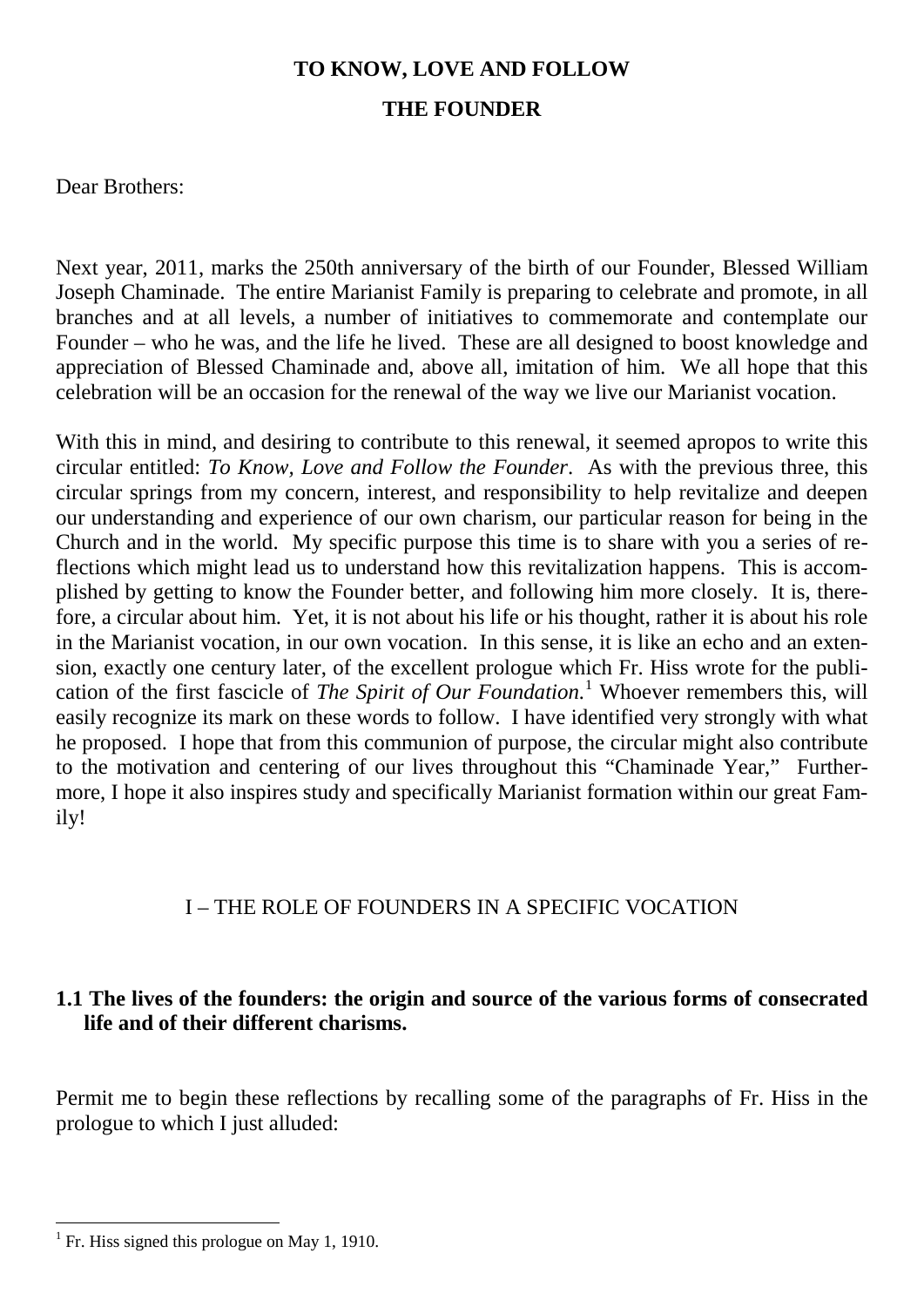# TO KNOW, LOVE AND FOLLOW THE FOUNDER

Dear Brothers:

Next year, 2011, marks the 250th anniversary of the birth of our Founder, Blessed William Joseph Chaminade. The entire Marianist Family is preparing to celebrate and promote, in all branches and at all levels, a number of initiatives to commemorate and contemplate our Founder – who he was, and the life he lived. These are all designed to boost knowledge and appreciation of Blessed Chaminade and, above all, imitation of him. We all hope that this celebration will be an occasion for the renewal of the way we live our Marianist vocation.

With this in mind, and desiring to contribute to this renewal, it seemed apropos to write this circular entitled: *To Know, Love and Follow the Founder*. As with the previous three, this circular springs from my concern, interest, and responsibility to help revitalize and deepen our understanding and experience of our own charism, our particular reason for being in the Church and in the world. My specific purpose this time is to share with you a series of reflections which might lead us to understand how this revitalization happens. This is accomplished by getting to know the Founder better, and following him more closely. It is, therefore, a circular about him. Yet, it is not about his life or his thought, rather it is about his role in the Marianist vocation, in our own vocation. In this sense, it is like an echo and an extension, exactly one century later, of the excellent prologue which Fr. Hiss wrote for the publication of the first fascicle of *The Spirit of Our Foundation*.[1] Whoever remembers this, will easily recognize its mark on these words to follow. I have identified very strongly with what he proposed. I hope that from this communion of purpose, the circular might also contribute to the motivation and centering of our lives throughout this "Chaminade Year," Furthermore, I hope it also inspires study and specifically Marianist formation within our great Family!

## I – THE ROLE OF FOUNDERS IN A SPECIFIC VOCATION

### 1.1 The lives of the founders: the origin and source of the various forms of consecrated life and of their different charisms.

Permit me to begin these reflections by recalling some of the paragraphs of Fr. Hiss in the prologue to which I just alluded:

[1] Fr. Hiss signed this prologue on May 1, 1910.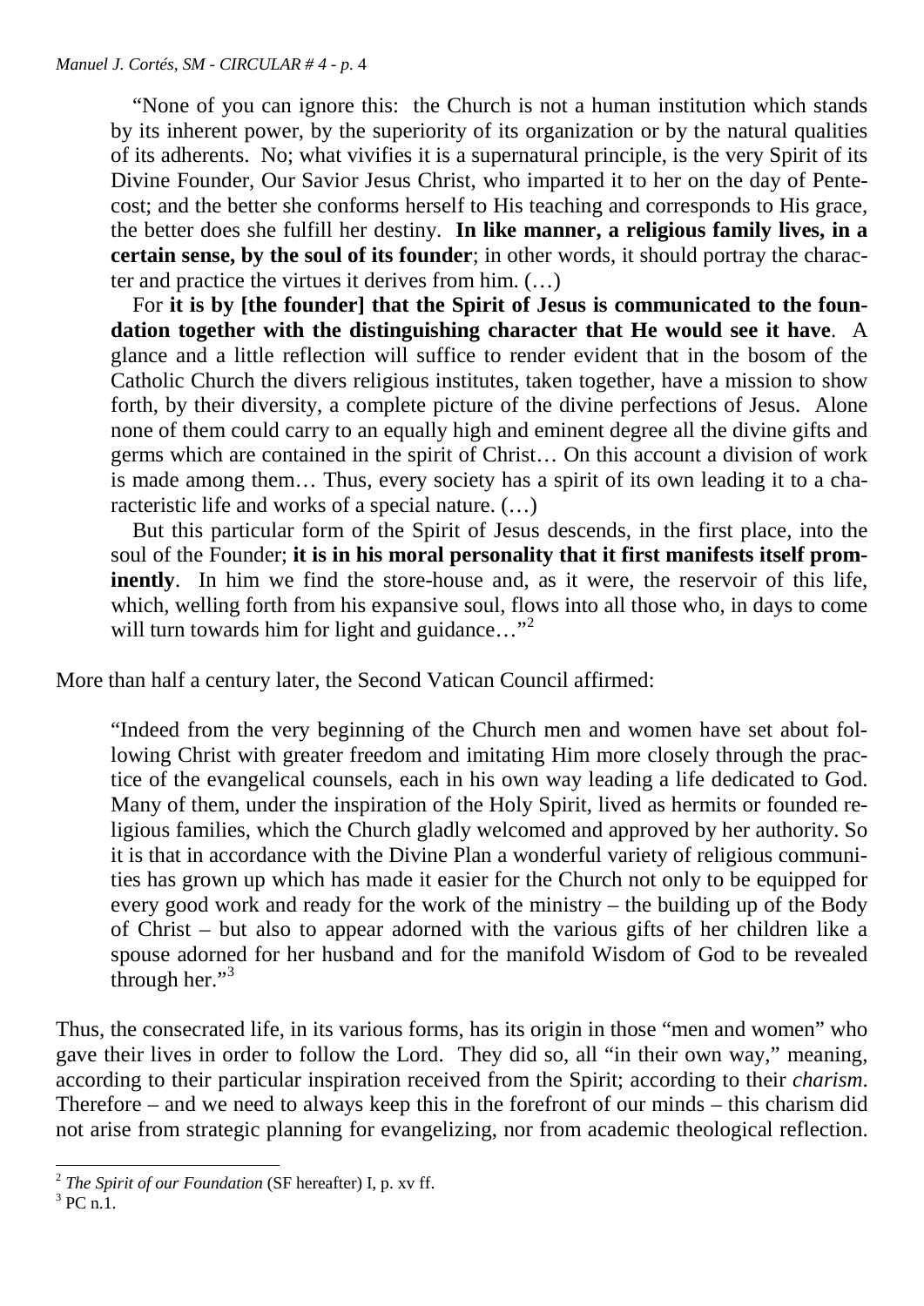"None of you can ignore this: the Church is not a human institution which stands by its inherent power, by the superiority of its organization or by the natural qualities of its adherents. No; what vivifies it is a supernatural principle, is the very Spirit of its Divine Founder, Our Savior Jesus Christ, who imparted it to her on the day of Pentecost; and the better she conforms herself to His teaching and corresponds to His grace, the better does she fulfill her destiny. **In like manner, a religious family lives, in a certain sense, by the soul of its founder**; in other words, it should portray the character and practice the virtues it derives from him. (…)

For **it is by [the founder] that the Spirit of Jesus is communicated to the foundation together with the distinguishing character that He would see it have**. A glance and a little reflection will suffice to render evident that in the bosom of the Catholic Church the divers religious institutes, taken together, have a mission to show forth, by their diversity, a complete picture of the divine perfections of Jesus. Alone none of them could carry to an equally high and eminent degree all the divine gifts and germs which are contained in the spirit of Christ… On this account a division of work is made among them… Thus, every society has a spirit of its own leading it to a characteristic life and works of a special nature. (…)

But this particular form of the Spirit of Jesus descends, in the first place, into the soul of the Founder; **it is in his moral personality that it first manifests itself prominently**. In him we find the store-house and, as it were, the reservoir of this life, which, welling forth from his expansive soul, flows into all those who, in days to come will turn towards him for light and guidance…"[2]

More than half a century later, the Second Vatican Council affirmed:

"Indeed from the very beginning of the Church men and women have set about following Christ with greater freedom and imitating Him more closely through the practice of the evangelical counsels, each in his own way leading a life dedicated to God. Many of them, under the inspiration of the Holy Spirit, lived as hermits or founded religious families, which the Church gladly welcomed and approved by her authority. So it is that in accordance with the Divine Plan a wonderful variety of religious communities has grown up which has made it easier for the Church not only to be equipped for every good work and ready for the work of the ministry – the building up of the Body of Christ – but also to appear adorned with the various gifts of her children like a spouse adorned for her husband and for the manifold Wisdom of God to be revealed through her."[3]

Thus, the consecrated life, in its various forms, has its origin in those "men and women" who gave their lives in order to follow the Lord. They did so, all "in their own way," meaning, according to their particular inspiration received from the Spirit; according to their *charism*. Therefore – and we need to always keep this in the forefront of our minds – this charism did not arise from strategic planning for evangelizing, nor from academic theological reflection.

---

[2] *The Spirit of our Foundation* (SF hereafter) I, p. xv ff.

[3] PC n.1.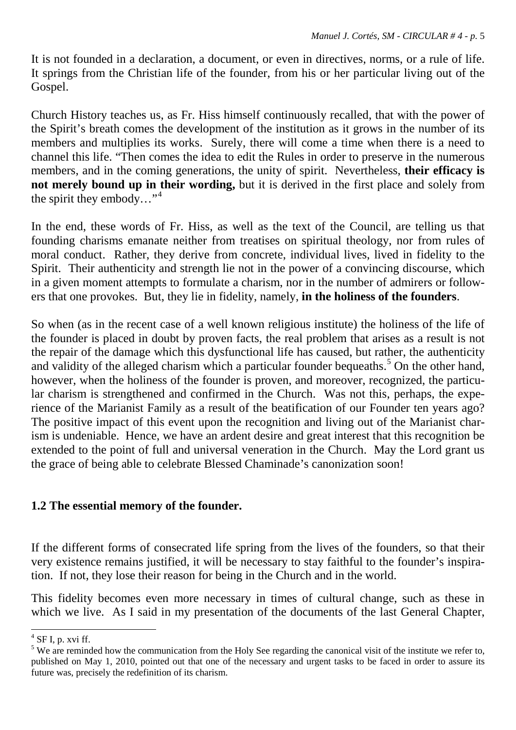It is not founded in a declaration, a document, or even in directives, norms, or a rule of life. It springs from the Christian life of the founder, from his or her particular living out of the Gospel.

Church History teaches us, as Fr. Hiss himself continuously recalled, that with the power of the Spirit's breath comes the development of the institution as it grows in the number of its members and multiplies its works. Surely, there will come a time when there is a need to channel this life. "Then comes the idea to edit the Rules in order to preserve in the numerous members, and in the coming generations, the unity of spirit. Nevertheless, **their efficacy is not merely bound up in their wording,** but it is derived in the first place and solely from the spirit they embody…"[4]

In the end, these words of Fr. Hiss, as well as the text of the Council, are telling us that founding charisms emanate neither from treatises on spiritual theology, nor from rules of moral conduct. Rather, they derive from concrete, individual lives, lived in fidelity to the Spirit. Their authenticity and strength lie not in the power of a convincing discourse, which in a given moment attempts to formulate a charism, nor in the number of admirers or followers that one provokes. But, they lie in fidelity, namely, **in the holiness of the founders**.

So when (as in the recent case of a well known religious institute) the holiness of the life of the founder is placed in doubt by proven facts, the real problem that arises as a result is not the repair of the damage which this dysfunctional life has caused, but rather, the authenticity and validity of the alleged charism which a particular founder bequeaths.[5] On the other hand, however, when the holiness of the founder is proven, and moreover, recognized, the particular charism is strengthened and confirmed in the Church. Was not this, perhaps, the experience of the Marianist Family as a result of the beatification of our Founder ten years ago? The positive impact of this event upon the recognition and living out of the Marianist charism is undeniable. Hence, we have an ardent desire and great interest that this recognition be extended to the point of full and universal veneration in the Church. May the Lord grant us the grace of being able to celebrate Blessed Chaminade's canonization soon!

### 1.2 The essential memory of the founder.

If the different forms of consecrated life spring from the lives of the founders, so that their very existence remains justified, it will be necessary to stay faithful to the founder's inspiration. If not, they lose their reason for being in the Church and in the world.

This fidelity becomes even more necessary in times of cultural change, such as these in which we live. As I said in my presentation of the documents of the last General Chapter,

---

[4] SF I, p. xvi ff.

[5] We are reminded how the communication from the Holy See regarding the canonical visit of the institute we refer to, published on May 1, 2010, pointed out that one of the necessary and urgent tasks to be faced in order to assure its future was, precisely the redefinition of its charism.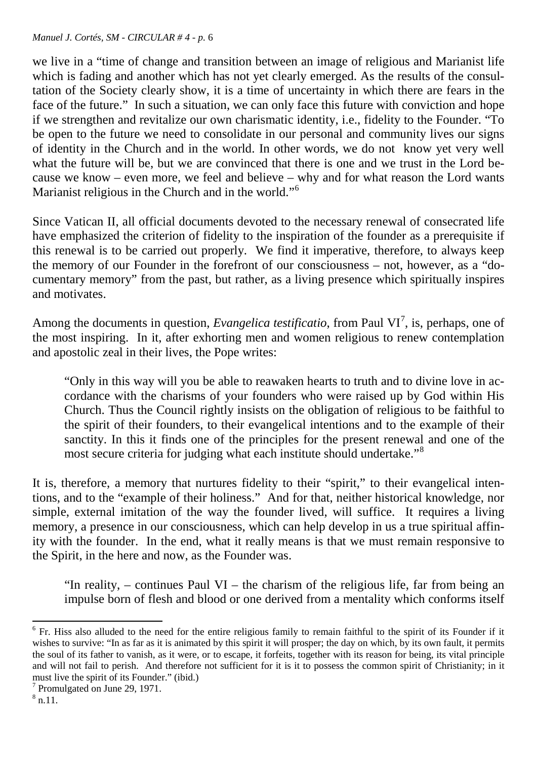we live in a "time of change and transition between an image of religious and Marianist life which is fading and another which has not yet clearly emerged. As the results of the consultation of the Society clearly show, it is a time of uncertainty in which there are fears in the face of the future." In such a situation, we can only face this future with conviction and hope if we strengthen and revitalize our own charismatic identity, i.e., fidelity to the Founder. "To be open to the future we need to consolidate in our personal and community lives our signs of identity in the Church and in the world. In other words, we do not know yet very well what the future will be, but we are convinced that there is one and we trust in the Lord because we know – even more, we feel and believe – why and for what reason the Lord wants Marianist religious in the Church and in the world."[6]

Since Vatican II, all official documents devoted to the necessary renewal of consecrated life have emphasized the criterion of fidelity to the inspiration of the founder as a prerequisite if this renewal is to be carried out properly. We find it imperative, therefore, to always keep the memory of our Founder in the forefront of our consciousness – not, however, as a "documentary memory" from the past, but rather, as a living presence which spiritually inspires and motivates.

Among the documents in question, *Evangelica testificatio*, from Paul VI[7], is, perhaps, one of the most inspiring. In it, after exhorting men and women religious to renew contemplation and apostolic zeal in their lives, the Pope writes:

> "Only in this way will you be able to reawaken hearts to truth and to divine love in accordance with the charisms of your founders who were raised up by God within His Church. Thus the Council rightly insists on the obligation of religious to be faithful to the spirit of their founders, to their evangelical intentions and to the example of their sanctity. In this it finds one of the principles for the present renewal and one of the most secure criteria for judging what each institute should undertake."[8]

It is, therefore, a memory that nurtures fidelity to their "spirit," to their evangelical intentions, and to the "example of their holiness." And for that, neither historical knowledge, nor simple, external imitation of the way the founder lived, will suffice. It requires a living memory, a presence in our consciousness, which can help develop in us a true spiritual affinity with the founder. In the end, what it really means is that we must remain responsive to the Spirit, in the here and now, as the Founder was.

> "In reality, – continues Paul VI – the charism of the religious life, far from being an impulse born of flesh and blood or one derived from a mentality which conforms itself

---

[6] Fr. Hiss also alluded to the need for the entire religious family to remain faithful to the spirit of its Founder if it wishes to survive: "In as far as it is animated by this spirit it will prosper; the day on which, by its own fault, it permits the soul of its father to vanish, as it were, or to escape, it forfeits, together with its reason for being, its vital principle and will not fail to perish. And therefore not sufficient for it is it to possess the common spirit of Christianity; in it must live the spirit of its Founder." (ibid.)

[7] Promulgated on June 29, 1971.

[8] n.11.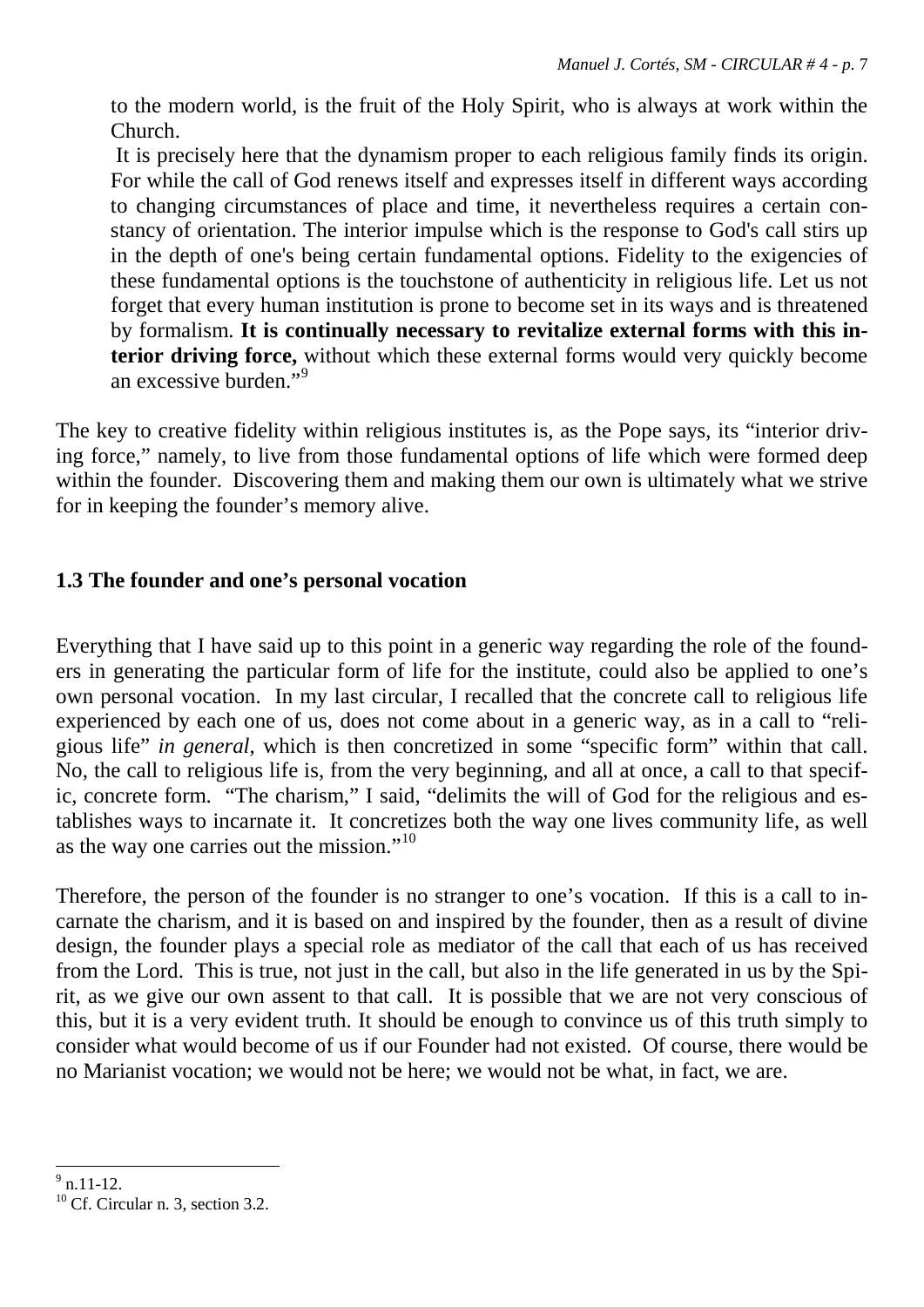to the modern world, is the fruit of the Holy Spirit, who is always at work within the Church.

It is precisely here that the dynamism proper to each religious family finds its origin. For while the call of God renews itself and expresses itself in different ways according to changing circumstances of place and time, it nevertheless requires a certain constancy of orientation. The interior impulse which is the response to God's call stirs up in the depth of one's being certain fundamental options. Fidelity to the exigencies of these fundamental options is the touchstone of authenticity in religious life. Let us not forget that every human institution is prone to become set in its ways and is threatened by formalism. **It is continually necessary to revitalize external forms with this interior driving force,** without which these external forms would very quickly become an excessive burden."[9]

The key to creative fidelity within religious institutes is, as the Pope says, its "interior driving force," namely, to live from those fundamental options of life which were formed deep within the founder. Discovering them and making them our own is ultimately what we strive for in keeping the founder's memory alive.

### 1.3 The founder and one's personal vocation

Everything that I have said up to this point in a generic way regarding the role of the founders in generating the particular form of life for the institute, could also be applied to one's own personal vocation. In my last circular, I recalled that the concrete call to religious life experienced by each one of us, does not come about in a generic way, as in a call to "religious life" *in general*, which is then concretized in some "specific form" within that call. No, the call to religious life is, from the very beginning, and all at once, a call to that specific, concrete form. "The charism," I said, "delimits the will of God for the religious and establishes ways to incarnate it. It concretizes both the way one lives community life, as well as the way one carries out the mission."[10]

Therefore, the person of the founder is no stranger to one's vocation. If this is a call to incarnate the charism, and it is based on and inspired by the founder, then as a result of divine design, the founder plays a special role as mediator of the call that each of us has received from the Lord. This is true, not just in the call, but also in the life generated in us by the Spirit, as we give our own assent to that call. It is possible that we are not very conscious of this, but it is a very evident truth. It should be enough to convince us of this truth simply to consider what would become of us if our Founder had not existed. Of course, there would be no Marianist vocation; we would not be here; we would not be what, in fact, we are.

---

[9] n.11-12.

[10] Cf. Circular n. 3, section 3.2.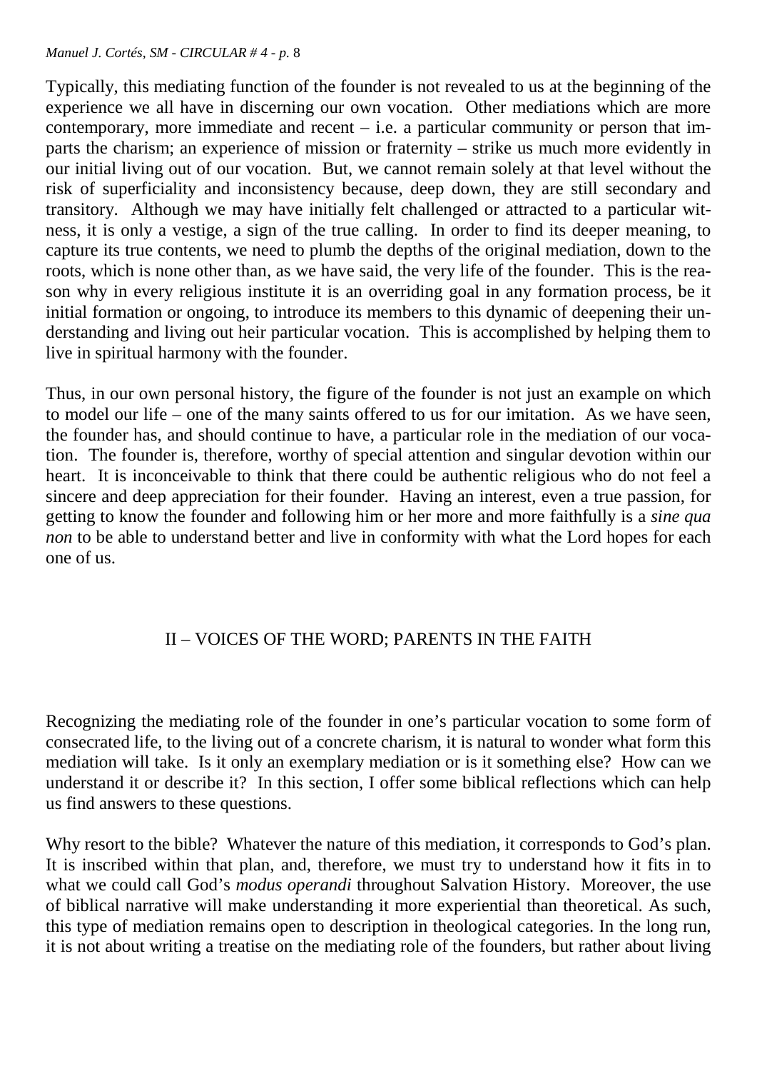Typically, this mediating function of the founder is not revealed to us at the beginning of the experience we all have in discerning our own vocation. Other mediations which are more contemporary, more immediate and recent – i.e. a particular community or person that imparts the charism; an experience of mission or fraternity – strike us much more evidently in our initial living out of our vocation. But, we cannot remain solely at that level without the risk of superficiality and inconsistency because, deep down, they are still secondary and transitory. Although we may have initially felt challenged or attracted to a particular witness, it is only a vestige, a sign of the true calling. In order to find its deeper meaning, to capture its true contents, we need to plumb the depths of the original mediation, down to the roots, which is none other than, as we have said, the very life of the founder. This is the reason why in every religious institute it is an overriding goal in any formation process, be it initial formation or ongoing, to introduce its members to this dynamic of deepening their understanding and living out heir particular vocation. This is accomplished by helping them to live in spiritual harmony with the founder.

Thus, in our own personal history, the figure of the founder is not just an example on which to model our life – one of the many saints offered to us for our imitation. As we have seen, the founder has, and should continue to have, a particular role in the mediation of our vocation. The founder is, therefore, worthy of special attention and singular devotion within our heart. It is inconceivable to think that there could be authentic religious who do not feel a sincere and deep appreciation for their founder. Having an interest, even a true passion, for getting to know the founder and following him or her more and more faithfully is a *sine qua non* to be able to understand better and live in conformity with what the Lord hopes for each one of us.

## II – VOICES OF THE WORD; PARENTS IN THE FAITH

Recognizing the mediating role of the founder in one's particular vocation to some form of consecrated life, to the living out of a concrete charism, it is natural to wonder what form this mediation will take. Is it only an exemplary mediation or is it something else? How can we understand it or describe it? In this section, I offer some biblical reflections which can help us find answers to these questions.

Why resort to the bible? Whatever the nature of this mediation, it corresponds to God's plan. It is inscribed within that plan, and, therefore, we must try to understand how it fits in to what we could call God's *modus operandi* throughout Salvation History. Moreover, the use of biblical narrative will make understanding it more experiential than theoretical. As such, this type of mediation remains open to description in theological categories. In the long run, it is not about writing a treatise on the mediating role of the founders, but rather about living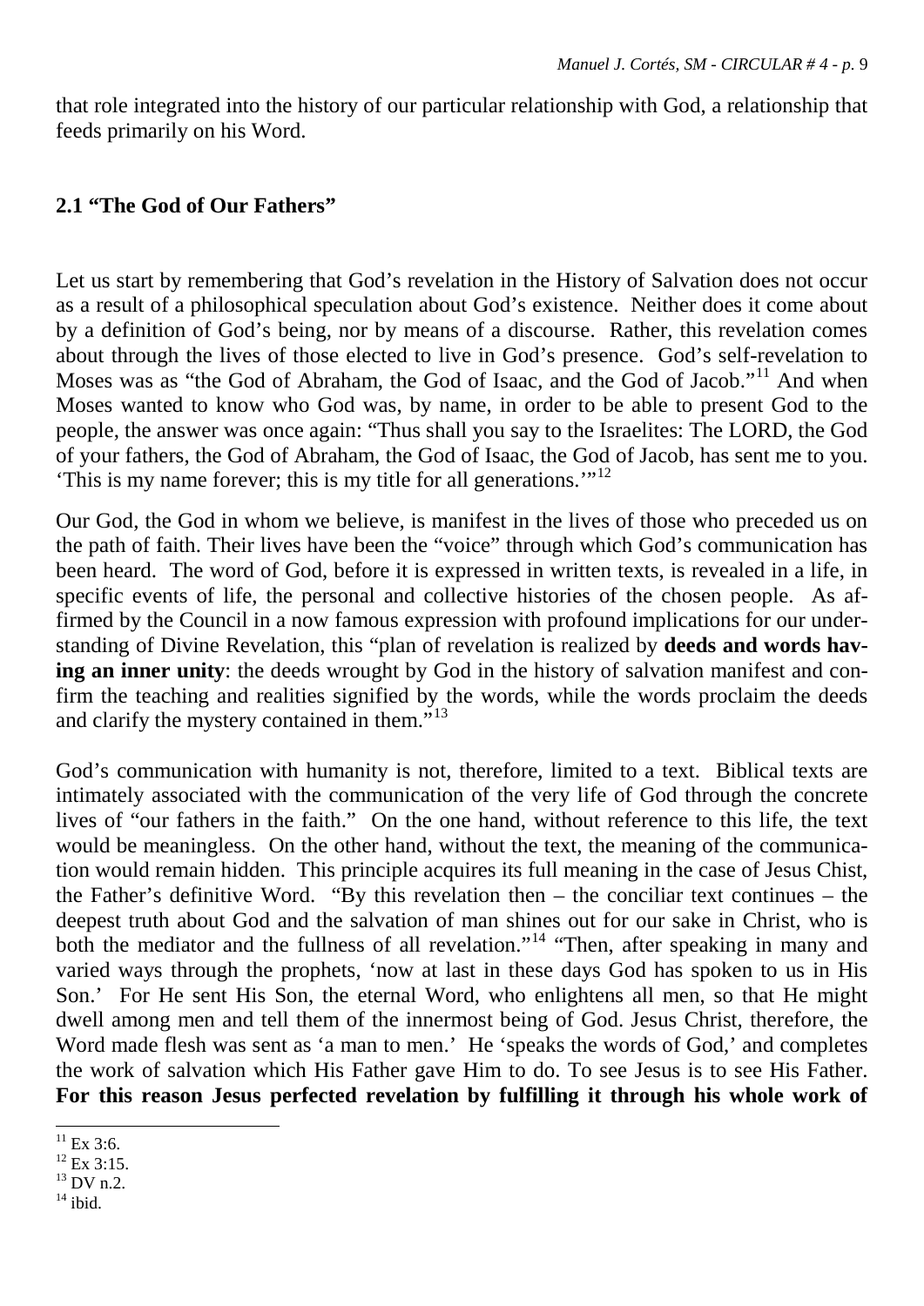that role integrated into the history of our particular relationship with God, a relationship that feeds primarily on his Word.

### 2.1 "The God of Our Fathers"

Let us start by remembering that God's revelation in the History of Salvation does not occur as a result of a philosophical speculation about God's existence. Neither does it come about by a definition of God's being, nor by means of a discourse. Rather, this revelation comes about through the lives of those elected to live in God's presence. God's self-revelation to Moses was as "the God of Abraham, the God of Isaac, and the God of Jacob."[11] And when Moses wanted to know who God was, by name, in order to be able to present God to the people, the answer was once again: "Thus shall you say to the Israelites: The LORD, the God of your fathers, the God of Abraham, the God of Isaac, the God of Jacob, has sent me to you. 'This is my name forever; this is my title for all generations.'"[12]

Our God, the God in whom we believe, is manifest in the lives of those who preceded us on the path of faith. Their lives have been the "voice" through which God's communication has been heard. The word of God, before it is expressed in written texts, is revealed in a life, in specific events of life, the personal and collective histories of the chosen people. As affirmed by the Council in a now famous expression with profound implications for our understanding of Divine Revelation, this "plan of revelation is realized by **deeds and words having an inner unity**: the deeds wrought by God in the history of salvation manifest and confirm the teaching and realities signified by the words, while the words proclaim the deeds and clarify the mystery contained in them."[13]

God's communication with humanity is not, therefore, limited to a text. Biblical texts are intimately associated with the communication of the very life of God through the concrete lives of "our fathers in the faith." On the one hand, without reference to this life, the text would be meaningless. On the other hand, without the text, the meaning of the communication would remain hidden. This principle acquires its full meaning in the case of Jesus Chist, the Father's definitive Word. "By this revelation then – the conciliar text continues – the deepest truth about God and the salvation of man shines out for our sake in Christ, who is both the mediator and the fullness of all revelation."[14] "Then, after speaking in many and varied ways through the prophets, 'now at last in these days God has spoken to us in His Son.' For He sent His Son, the eternal Word, who enlightens all men, so that He might dwell among men and tell them of the innermost being of God. Jesus Christ, therefore, the Word made flesh was sent as 'a man to men.' He 'speaks the words of God,' and completes the work of salvation which His Father gave Him to do. To see Jesus is to see His Father. **For this reason Jesus perfected revelation by fulfilling it through his whole work of**

---

[11] Ex 3:6.

[12] Ex 3:15.

[13] DV n.2.

[14] ibid.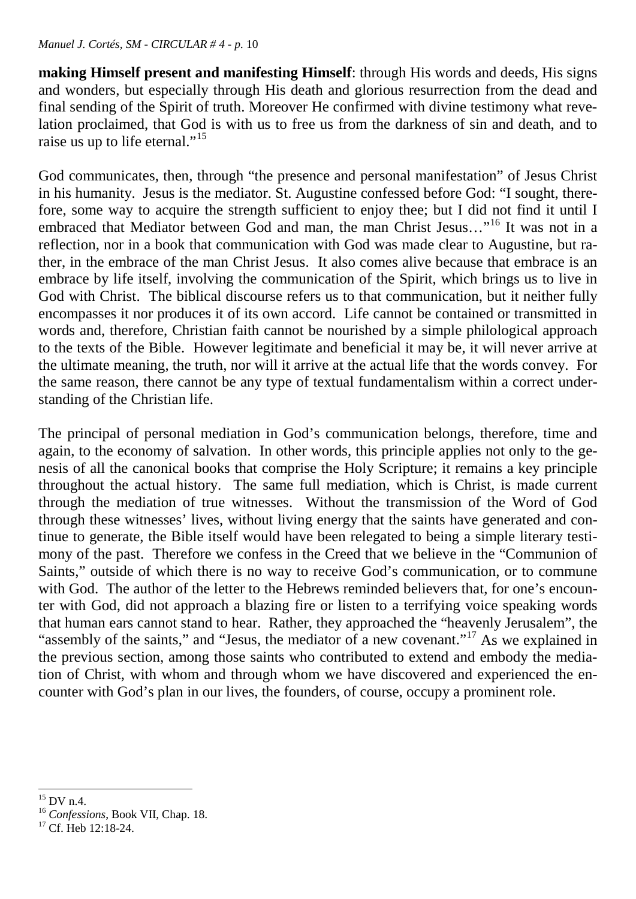**making Himself present and manifesting Himself**: through His words and deeds, His signs and wonders, but especially through His death and glorious resurrection from the dead and final sending of the Spirit of truth. Moreover He confirmed with divine testimony what revelation proclaimed, that God is with us to free us from the darkness of sin and death, and to raise us up to life eternal."[15]

God communicates, then, through "the presence and personal manifestation" of Jesus Christ in his humanity. Jesus is the mediator. St. Augustine confessed before God: "I sought, therefore, some way to acquire the strength sufficient to enjoy thee; but I did not find it until I embraced that Mediator between God and man, the man Christ Jesus…"[16] It was not in a reflection, nor in a book that communication with God was made clear to Augustine, but rather, in the embrace of the man Christ Jesus. It also comes alive because that embrace is an embrace by life itself, involving the communication of the Spirit, which brings us to live in God with Christ. The biblical discourse refers us to that communication, but it neither fully encompasses it nor produces it of its own accord. Life cannot be contained or transmitted in words and, therefore, Christian faith cannot be nourished by a simple philological approach to the texts of the Bible. However legitimate and beneficial it may be, it will never arrive at the ultimate meaning, the truth, nor will it arrive at the actual life that the words convey. For the same reason, there cannot be any type of textual fundamentalism within a correct understanding of the Christian life.

The principal of personal mediation in God's communication belongs, therefore, time and again, to the economy of salvation. In other words, this principle applies not only to the genesis of all the canonical books that comprise the Holy Scripture; it remains a key principle throughout the actual history. The same full mediation, which is Christ, is made current through the mediation of true witnesses. Without the transmission of the Word of God through these witnesses' lives, without living energy that the saints have generated and continue to generate, the Bible itself would have been relegated to being a simple literary testimony of the past. Therefore we confess in the Creed that we believe in the "Communion of Saints," outside of which there is no way to receive God's communication, or to commune with God. The author of the letter to the Hebrews reminded believers that, for one's encounter with God, did not approach a blazing fire or listen to a terrifying voice speaking words that human ears cannot stand to hear. Rather, they approached the "heavenly Jerusalem", the "assembly of the saints," and "Jesus, the mediator of a new covenant."[17] As we explained in the previous section, among those saints who contributed to extend and embody the mediation of Christ, with whom and through whom we have discovered and experienced the encounter with God's plan in our lives, the founders, of course, occupy a prominent role.

---

[15] DV n.4.

[16] *Confessions*, Book VII, Chap. 18.

[17] Cf. Heb 12:18-24.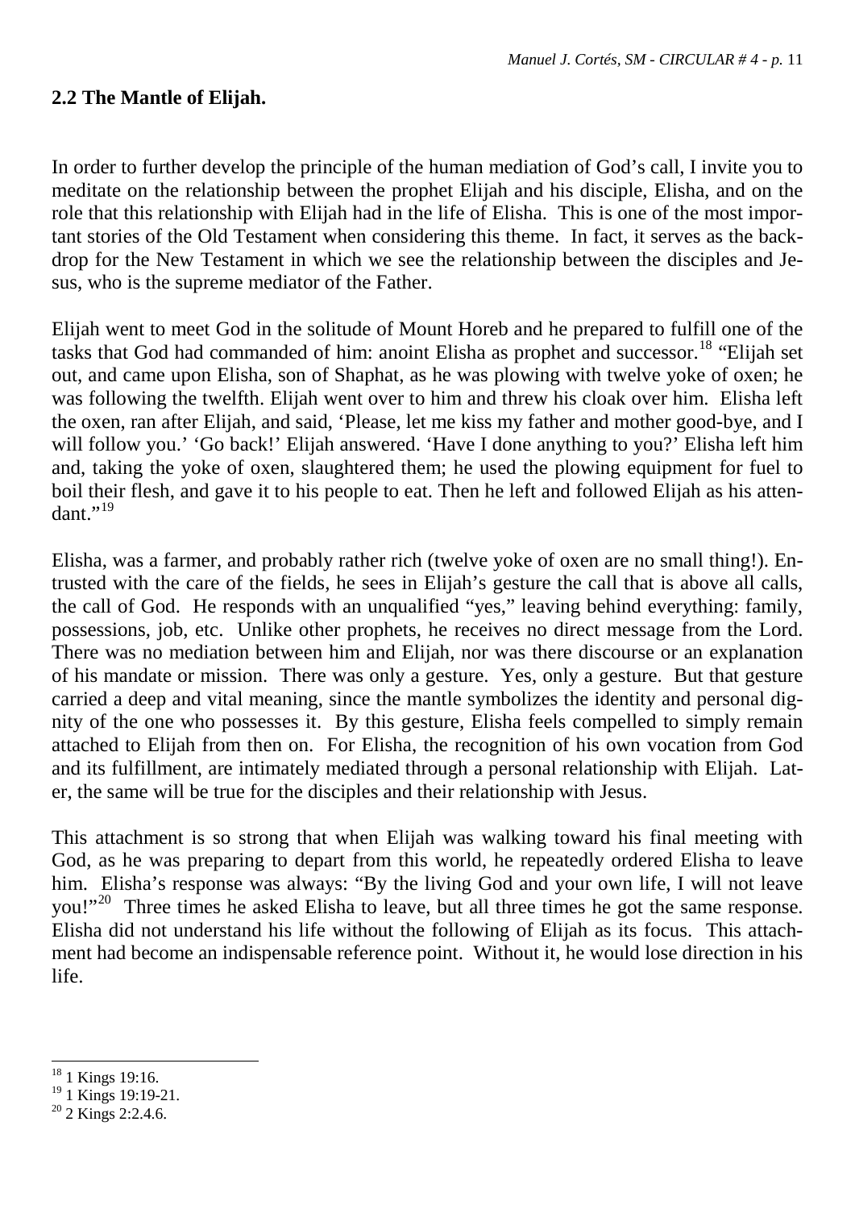## 2.2 The Mantle of Elijah.

In order to further develop the principle of the human mediation of God's call, I invite you to meditate on the relationship between the prophet Elijah and his disciple, Elisha, and on the role that this relationship with Elijah had in the life of Elisha. This is one of the most important stories of the Old Testament when considering this theme. In fact, it serves as the backdrop for the New Testament in which we see the relationship between the disciples and Jesus, who is the supreme mediator of the Father.

Elijah went to meet God in the solitude of Mount Horeb and he prepared to fulfill one of the tasks that God had commanded of him: anoint Elisha as prophet and successor.[18] "Elijah set out, and came upon Elisha, son of Shaphat, as he was plowing with twelve yoke of oxen; he was following the twelfth. Elijah went over to him and threw his cloak over him. Elisha left the oxen, ran after Elijah, and said, 'Please, let me kiss my father and mother good-bye, and I will follow you.' 'Go back!' Elijah answered. 'Have I done anything to you?' Elisha left him and, taking the yoke of oxen, slaughtered them; he used the plowing equipment for fuel to boil their flesh, and gave it to his people to eat. Then he left and followed Elijah as his attendant."[19]

Elisha, was a farmer, and probably rather rich (twelve yoke of oxen are no small thing!). Entrusted with the care of the fields, he sees in Elijah's gesture the call that is above all calls, the call of God. He responds with an unqualified "yes," leaving behind everything: family, possessions, job, etc. Unlike other prophets, he receives no direct message from the Lord. There was no mediation between him and Elijah, nor was there discourse or an explanation of his mandate or mission. There was only a gesture. Yes, only a gesture. But that gesture carried a deep and vital meaning, since the mantle symbolizes the identity and personal dignity of the one who possesses it. By this gesture, Elisha feels compelled to simply remain attached to Elijah from then on. For Elisha, the recognition of his own vocation from God and its fulfillment, are intimately mediated through a personal relationship with Elijah. Later, the same will be true for the disciples and their relationship with Jesus.

This attachment is so strong that when Elijah was walking toward his final meeting with God, as he was preparing to depart from this world, he repeatedly ordered Elisha to leave him. Elisha's response was always: "By the living God and your own life, I will not leave you!"[20] Three times he asked Elisha to leave, but all three times he got the same response. Elisha did not understand his life without the following of Elijah as its focus. This attachment had become an indispensable reference point. Without it, he would lose direction in his life.

---

[18] 1 Kings 19:16.

[19] 1 Kings 19:19-21.

[20] 2 Kings 2:2.4.6.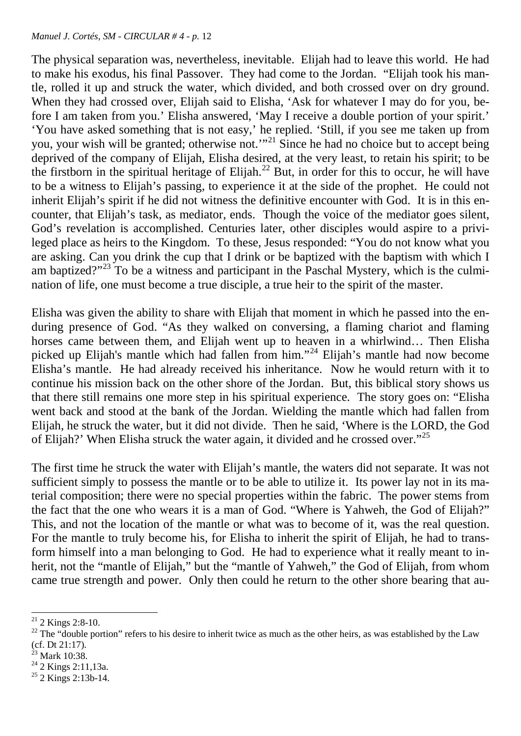The physical separation was, nevertheless, inevitable. Elijah had to leave this world. He had to make his exodus, his final Passover. They had come to the Jordan. "Elijah took his mantle, rolled it up and struck the water, which divided, and both crossed over on dry ground. When they had crossed over, Elijah said to Elisha, 'Ask for whatever I may do for you, before I am taken from you.' Elisha answered, 'May I receive a double portion of your spirit.' 'You have asked something that is not easy,' he replied. 'Still, if you see me taken up from you, your wish will be granted; otherwise not.'"[21] Since he had no choice but to accept being deprived of the company of Elijah, Elisha desired, at the very least, to retain his spirit; to be the firstborn in the spiritual heritage of Elijah.[22] But, in order for this to occur, he will have to be a witness to Elijah's passing, to experience it at the side of the prophet. He could not inherit Elijah's spirit if he did not witness the definitive encounter with God. It is in this encounter, that Elijah's task, as mediator, ends. Though the voice of the mediator goes silent, God's revelation is accomplished. Centuries later, other disciples would aspire to a privileged place as heirs to the Kingdom. To these, Jesus responded: "You do not know what you are asking. Can you drink the cup that I drink or be baptized with the baptism with which I am baptized?"[23] To be a witness and participant in the Paschal Mystery, which is the culmination of life, one must become a true disciple, a true heir to the spirit of the master.

Elisha was given the ability to share with Elijah that moment in which he passed into the enduring presence of God. "As they walked on conversing, a flaming chariot and flaming horses came between them, and Elijah went up to heaven in a whirlwind… Then Elisha picked up Elijah's mantle which had fallen from him."[24] Elijah's mantle had now become Elisha's mantle. He had already received his inheritance. Now he would return with it to continue his mission back on the other shore of the Jordan. But, this biblical story shows us that there still remains one more step in his spiritual experience. The story goes on: "Elisha went back and stood at the bank of the Jordan. Wielding the mantle which had fallen from Elijah, he struck the water, but it did not divide. Then he said, 'Where is the LORD, the God of Elijah?' When Elisha struck the water again, it divided and he crossed over."[25]

The first time he struck the water with Elijah's mantle, the waters did not separate. It was not sufficient simply to possess the mantle or to be able to utilize it. Its power lay not in its material composition; there were no special properties within the fabric. The power stems from the fact that the one who wears it is a man of God. "Where is Yahweh, the God of Elijah?" This, and not the location of the mantle or what was to become of it, was the real question. For the mantle to truly become his, for Elisha to inherit the spirit of Elijah, he had to transform himself into a man belonging to God. He had to experience what it really meant to inherit, not the "mantle of Elijah," but the "mantle of Yahweh," the God of Elijah, from whom came true strength and power. Only then could he return to the other shore bearing that au-

---

[21] 2 Kings 2:8-10.

[22] The "double portion" refers to his desire to inherit twice as much as the other heirs, as was established by the Law (cf. Dt 21:17).

[23] Mark 10:38.

[24] 2 Kings 2:11,13a.

[25] 2 Kings 2:13b-14.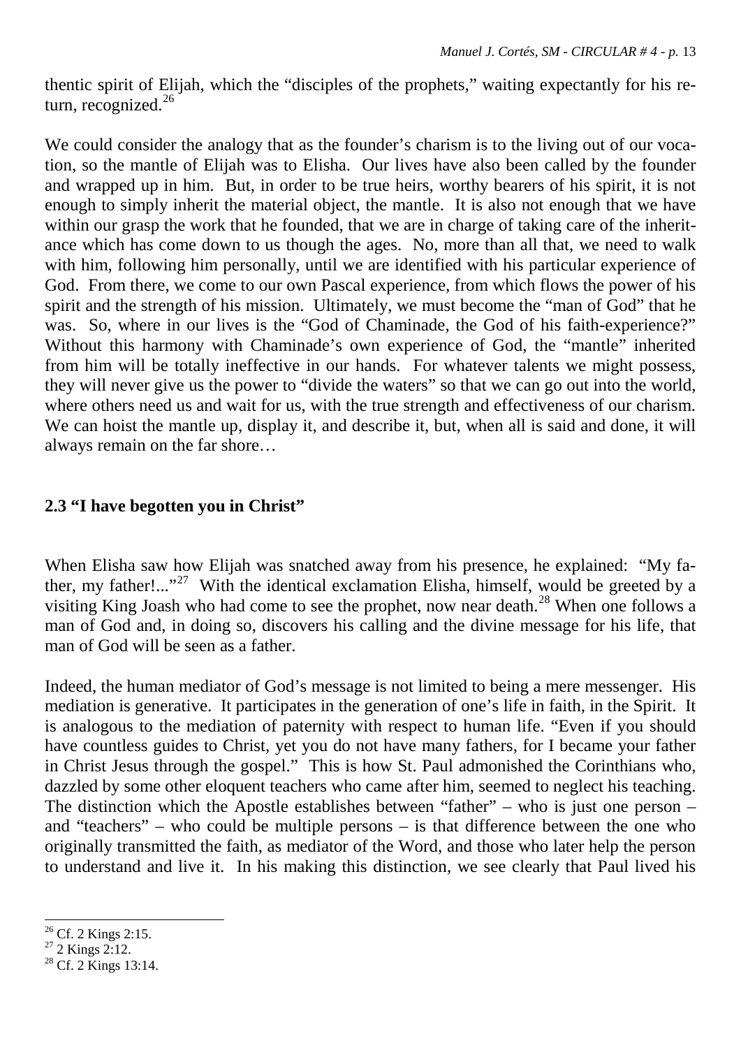thentic spirit of Elijah, which the "disciples of the prophets," waiting expectantly for his return, recognized.[26]

We could consider the analogy that as the founder's charism is to the living out of our vocation, so the mantle of Elijah was to Elisha. Our lives have also been called by the founder and wrapped up in him. But, in order to be true heirs, worthy bearers of his spirit, it is not enough to simply inherit the material object, the mantle. It is also not enough that we have within our grasp the work that he founded, that we are in charge of taking care of the inheritance which has come down to us though the ages. No, more than all that, we need to walk with him, following him personally, until we are identified with his particular experience of God. From there, we come to our own Pascal experience, from which flows the power of his spirit and the strength of his mission. Ultimately, we must become the "man of God" that he was. So, where in our lives is the "God of Chaminade, the God of his faith-experience?" Without this harmony with Chaminade's own experience of God, the "mantle" inherited from him will be totally ineffective in our hands. For whatever talents we might possess, they will never give us the power to "divide the waters" so that we can go out into the world, where others need us and wait for us, with the true strength and effectiveness of our charism. We can hoist the mantle up, display it, and describe it, but, when all is said and done, it will always remain on the far shore…

## 2.3 "I have begotten you in Christ"

When Elisha saw how Elijah was snatched away from his presence, he explained: "My father, my father!..."[27] With the identical exclamation Elisha, himself, would be greeted by a visiting King Joash who had come to see the prophet, now near death.[28] When one follows a man of God and, in doing so, discovers his calling and the divine message for his life, that man of God will be seen as a father.

Indeed, the human mediator of God's message is not limited to being a mere messenger. His mediation is generative. It participates in the generation of one's life in faith, in the Spirit. It is analogous to the mediation of paternity with respect to human life. "Even if you should have countless guides to Christ, yet you do not have many fathers, for I became your father in Christ Jesus through the gospel." This is how St. Paul admonished the Corinthians who, dazzled by some other eloquent teachers who came after him, seemed to neglect his teaching. The distinction which the Apostle establishes between "father" – who is just one person – and "teachers" – who could be multiple persons – is that difference between the one who originally transmitted the faith, as mediator of the Word, and those who later help the person to understand and live it. In his making this distinction, we see clearly that Paul lived his

---

[26] Cf. 2 Kings 2:15.

[27] 2 Kings 2:12.

[28] Cf. 2 Kings 13:14.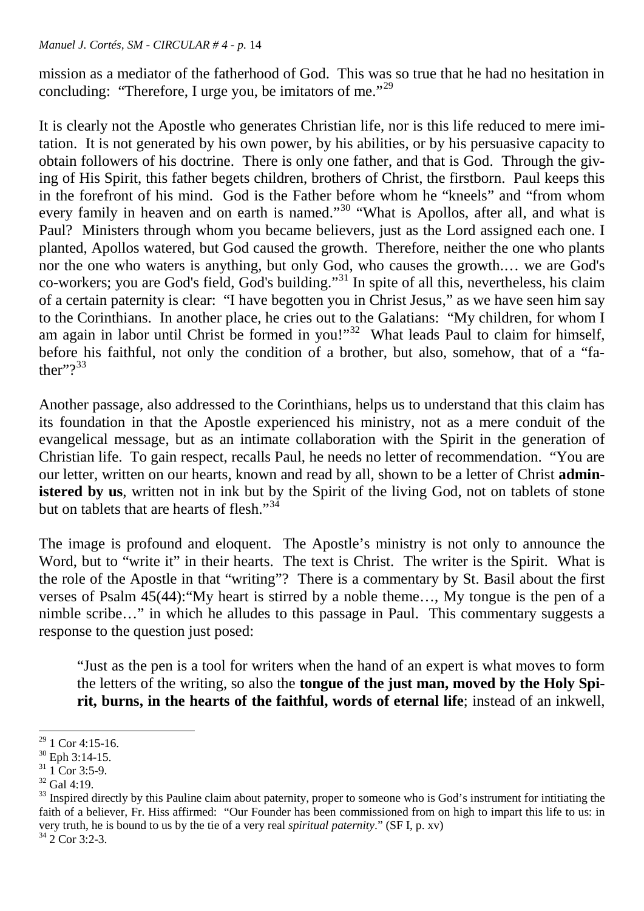mission as a mediator of the fatherhood of God. This was so true that he had no hesitation in concluding: "Therefore, I urge you, be imitators of me."[29]

It is clearly not the Apostle who generates Christian life, nor is this life reduced to mere imitation. It is not generated by his own power, by his abilities, or by his persuasive capacity to obtain followers of his doctrine. There is only one father, and that is God. Through the giving of His Spirit, this father begets children, brothers of Christ, the firstborn. Paul keeps this in the forefront of his mind. God is the Father before whom he "kneels" and "from whom every family in heaven and on earth is named."[30] "What is Apollos, after all, and what is Paul? Ministers through whom you became believers, just as the Lord assigned each one. I planted, Apollos watered, but God caused the growth. Therefore, neither the one who plants nor the one who waters is anything, but only God, who causes the growth.… we are God's co-workers; you are God's field, God's building."[31] In spite of all this, nevertheless, his claim of a certain paternity is clear: "I have begotten you in Christ Jesus," as we have seen him say to the Corinthians. In another place, he cries out to the Galatians: "My children, for whom I am again in labor until Christ be formed in you!"[32] What leads Paul to claim for himself, before his faithful, not only the condition of a brother, but also, somehow, that of a "father"?[33]

Another passage, also addressed to the Corinthians, helps us to understand that this claim has its foundation in that the Apostle experienced his ministry, not as a mere conduit of the evangelical message, but as an intimate collaboration with the Spirit in the generation of Christian life. To gain respect, recalls Paul, he needs no letter of recommendation. "You are our letter, written on our hearts, known and read by all, shown to be a letter of Christ **administered by us**, written not in ink but by the Spirit of the living God, not on tablets of stone but on tablets that are hearts of flesh."[34]

The image is profound and eloquent. The Apostle's ministry is not only to announce the Word, but to "write it" in their hearts. The text is Christ. The writer is the Spirit. What is the role of the Apostle in that "writing"? There is a commentary by St. Basil about the first verses of Psalm 45(44):"My heart is stirred by a noble theme…, My tongue is the pen of a nimble scribe…" in which he alludes to this passage in Paul. This commentary suggests a response to the question just posed:

> "Just as the pen is a tool for writers when the hand of an expert is what moves to form the letters of the writing, so also the **tongue of the just man, moved by the Holy Spirit, burns, in the hearts of the faithful, words of eternal life**; instead of an inkwell,

---

[29] 1 Cor 4:15-16.

[30] Eph 3:14-15.

[31] 1 Cor 3:5-9.

[32] Gal 4:19.

[33] Inspired directly by this Pauline claim about paternity, proper to someone who is God's instrument for intitiating the faith of a believer, Fr. Hiss affirmed: "Our Founder has been commissioned from on high to impart this life to us: in very truth, he is bound to us by the tie of a very real *spiritual paternity*." (SF I, p. xv)

[34] 2 Cor 3:2-3.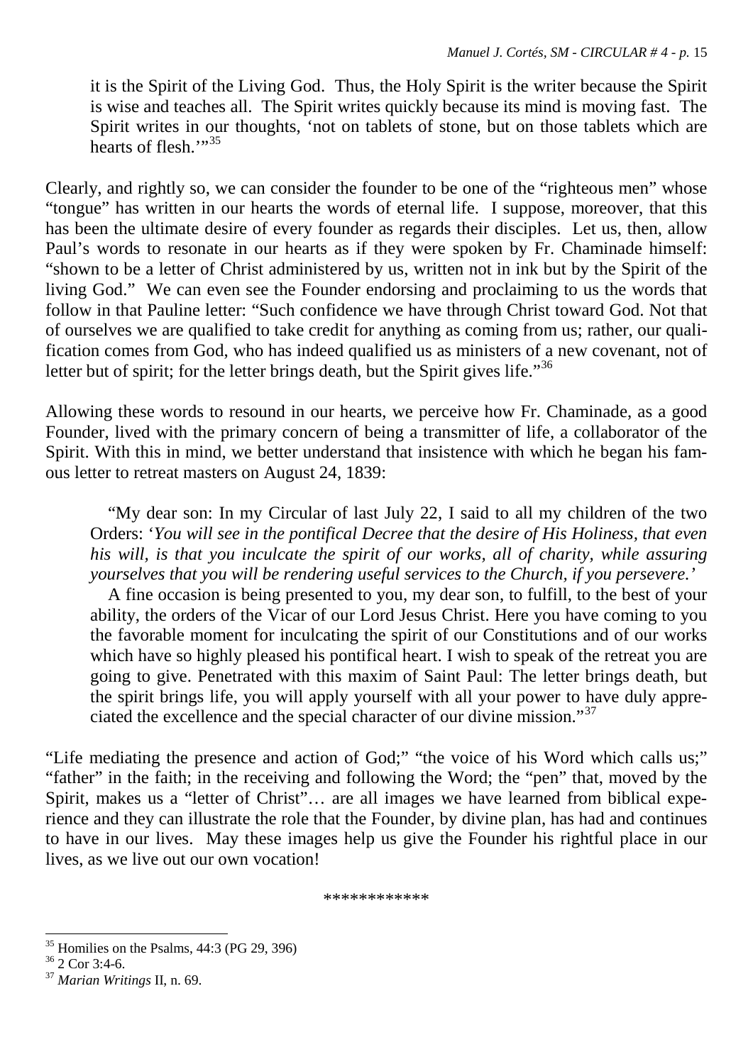it is the Spirit of the Living God. Thus, the Holy Spirit is the writer because the Spirit is wise and teaches all. The Spirit writes quickly because its mind is moving fast. The Spirit writes in our thoughts, 'not on tablets of stone, but on those tablets which are hearts of flesh.'"[35]

Clearly, and rightly so, we can consider the founder to be one of the "righteous men" whose "tongue" has written in our hearts the words of eternal life. I suppose, moreover, that this has been the ultimate desire of every founder as regards their disciples. Let us, then, allow Paul's words to resonate in our hearts as if they were spoken by Fr. Chaminade himself: "shown to be a letter of Christ administered by us, written not in ink but by the Spirit of the living God." We can even see the Founder endorsing and proclaiming to us the words that follow in that Pauline letter: "Such confidence we have through Christ toward God. Not that of ourselves we are qualified to take credit for anything as coming from us; rather, our qualification comes from God, who has indeed qualified us as ministers of a new covenant, not of letter but of spirit; for the letter brings death, but the Spirit gives life."[36]

Allowing these words to resound in our hearts, we perceive how Fr. Chaminade, as a good Founder, lived with the primary concern of being a transmitter of life, a collaborator of the Spirit. With this in mind, we better understand that insistence with which he began his famous letter to retreat masters on August 24, 1839:

> "My dear son: In my Circular of last July 22, I said to all my children of the two Orders: '*You will see in the pontifical Decree that the desire of His Holiness, that even his will, is that you inculcate the spirit of our works, all of charity, while assuring yourselves that you will be rendering useful services to the Church, if you persevere.*'
>
> A fine occasion is being presented to you, my dear son, to fulfill, to the best of your ability, the orders of the Vicar of our Lord Jesus Christ. Here you have coming to you the favorable moment for inculcating the spirit of our Constitutions and of our works which have so highly pleased his pontifical heart. I wish to speak of the retreat you are going to give. Penetrated with this maxim of Saint Paul: The letter brings death, but the spirit brings life, you will apply yourself with all your power to have duly appreciated the excellence and the special character of our divine mission."[37]

"Life mediating the presence and action of God;" "the voice of his Word which calls us;" "father" in the faith; in the receiving and following the Word; the "pen" that, moved by the Spirit, makes us a "letter of Christ"… are all images we have learned from biblical experience and they can illustrate the role that the Founder, by divine plan, has had and continues to have in our lives. May these images help us give the Founder his rightful place in our lives, as we live out our own vocation!

************

[35] Homilies on the Psalms, 44:3 (PG 29, 396)

[36] 2 Cor 3:4-6.

[37] *Marian Writings* II, n. 69.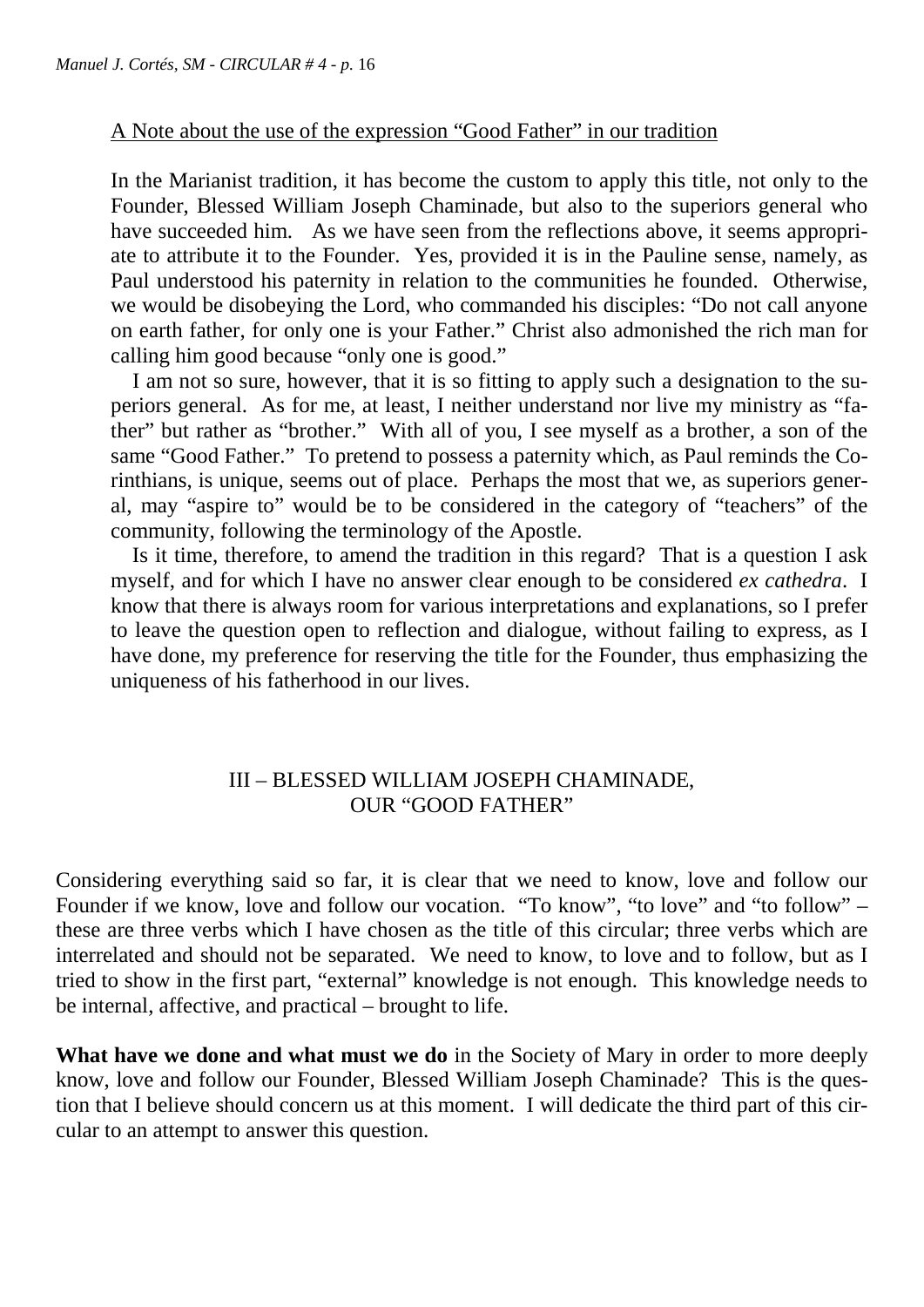A Note about the use of the expression "Good Father" in our tradition

In the Marianist tradition, it has become the custom to apply this title, not only to the Founder, Blessed William Joseph Chaminade, but also to the superiors general who have succeeded him. As we have seen from the reflections above, it seems appropriate to attribute it to the Founder. Yes, provided it is in the Pauline sense, namely, as Paul understood his paternity in relation to the communities he founded. Otherwise, we would be disobeying the Lord, who commanded his disciples: "Do not call anyone on earth father, for only one is your Father." Christ also admonished the rich man for calling him good because "only one is good."

I am not so sure, however, that it is so fitting to apply such a designation to the superiors general. As for me, at least, I neither understand nor live my ministry as "father" but rather as "brother." With all of you, I see myself as a brother, a son of the same "Good Father." To pretend to possess a paternity which, as Paul reminds the Corinthians, is unique, seems out of place. Perhaps the most that we, as superiors general, may "aspire to" would be to be considered in the category of "teachers" of the community, following the terminology of the Apostle.

Is it time, therefore, to amend the tradition in this regard? That is a question I ask myself, and for which I have no answer clear enough to be considered *ex cathedra*. I know that there is always room for various interpretations and explanations, so I prefer to leave the question open to reflection and dialogue, without failing to express, as I have done, my preference for reserving the title for the Founder, thus emphasizing the uniqueness of his fatherhood in our lives.

## III – BLESSED WILLIAM JOSEPH CHAMINADE, OUR "GOOD FATHER"

Considering everything said so far, it is clear that we need to know, love and follow our Founder if we know, love and follow our vocation. "To know", "to love" and "to follow" – these are three verbs which I have chosen as the title of this circular; three verbs which are interrelated and should not be separated. We need to know, to love and to follow, but as I tried to show in the first part, "external" knowledge is not enough. This knowledge needs to be internal, affective, and practical – brought to life.

**What have we done and what must we do** in the Society of Mary in order to more deeply know, love and follow our Founder, Blessed William Joseph Chaminade? This is the question that I believe should concern us at this moment. I will dedicate the third part of this circular to an attempt to answer this question.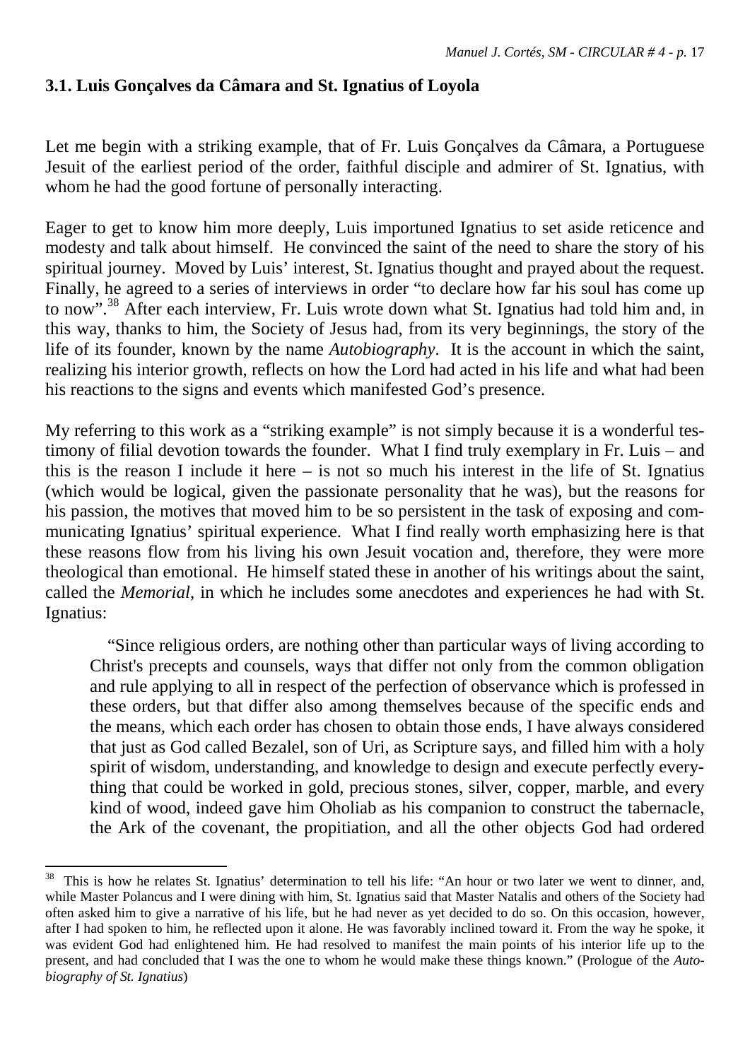### 3.1. Luis Gonçalves da Câmara and St. Ignatius of Loyola

Let me begin with a striking example, that of Fr. Luis Gonçalves da Câmara, a Portuguese Jesuit of the earliest period of the order, faithful disciple and admirer of St. Ignatius, with whom he had the good fortune of personally interacting.

Eager to get to know him more deeply, Luis importuned Ignatius to set aside reticence and modesty and talk about himself. He convinced the saint of the need to share the story of his spiritual journey. Moved by Luis' interest, St. Ignatius thought and prayed about the request. Finally, he agreed to a series of interviews in order "to declare how far his soul has come up to now".[38] After each interview, Fr. Luis wrote down what St. Ignatius had told him and, in this way, thanks to him, the Society of Jesus had, from its very beginnings, the story of the life of its founder, known by the name *Autobiography*. It is the account in which the saint, realizing his interior growth, reflects on how the Lord had acted in his life and what had been his reactions to the signs and events which manifested God's presence.

My referring to this work as a "striking example" is not simply because it is a wonderful testimony of filial devotion towards the founder. What I find truly exemplary in Fr. Luis – and this is the reason I include it here – is not so much his interest in the life of St. Ignatius (which would be logical, given the passionate personality that he was), but the reasons for his passion, the motives that moved him to be so persistent in the task of exposing and communicating Ignatius' spiritual experience. What I find really worth emphasizing here is that these reasons flow from his living his own Jesuit vocation and, therefore, they were more theological than emotional. He himself stated these in another of his writings about the saint, called the *Memorial*, in which he includes some anecdotes and experiences he had with St. Ignatius:

> "Since religious orders, are nothing other than particular ways of living according to Christ's precepts and counsels, ways that differ not only from the common obligation and rule applying to all in respect of the perfection of observance which is professed in these orders, but that differ also among themselves because of the specific ends and the means, which each order has chosen to obtain those ends, I have always considered that just as God called Bezalel, son of Uri, as Scripture says, and filled him with a holy spirit of wisdom, understanding, and knowledge to design and execute perfectly everything that could be worked in gold, precious stones, silver, copper, marble, and every kind of wood, indeed gave him Oholiab as his companion to construct the tabernacle, the Ark of the covenant, the propitiation, and all the other objects God had ordered

---

[38] This is how he relates St. Ignatius' determination to tell his life: "An hour or two later we went to dinner, and, while Master Polancus and I were dining with him, St. Ignatius said that Master Natalis and others of the Society had often asked him to give a narrative of his life, but he had never as yet decided to do so. On this occasion, however, after I had spoken to him, he reflected upon it alone. He was favorably inclined toward it. From the way he spoke, it was evident God had enlightened him. He had resolved to manifest the main points of his interior life up to the present, and had concluded that I was the one to whom he would make these things known." (Prologue of the *Autobiography of St. Ignatius*)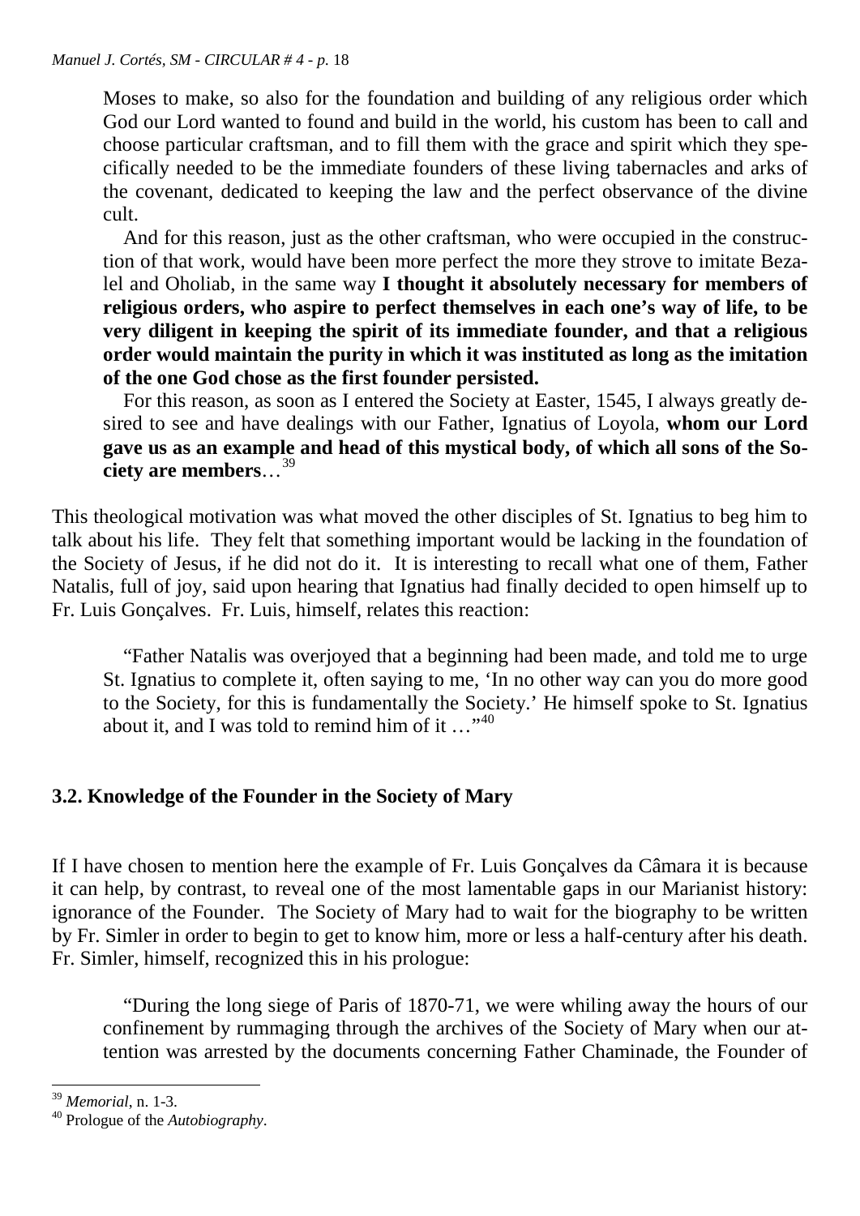Moses to make, so also for the foundation and building of any religious order which God our Lord wanted to found and build in the world, his custom has been to call and choose particular craftsman, and to fill them with the grace and spirit which they specifically needed to be the immediate founders of these living tabernacles and arks of the covenant, dedicated to keeping the law and the perfect observance of the divine cult.

> And for this reason, just as the other craftsman, who were occupied in the construction of that work, would have been more perfect the more they strove to imitate Bezalel and Oholiab, in the same way **I thought it absolutely necessary for members of religious orders, who aspire to perfect themselves in each one's way of life, to be very diligent in keeping the spirit of its immediate founder, and that a religious order would maintain the purity in which it was instituted as long as the imitation of the one God chose as the first founder persisted.**
>
> For this reason, as soon as I entered the Society at Easter, 1545, I always greatly desired to see and have dealings with our Father, Ignatius of Loyola, **whom our Lord gave us as an example and head of this mystical body, of which all sons of the Society are members**…[39]

This theological motivation was what moved the other disciples of St. Ignatius to beg him to talk about his life. They felt that something important would be lacking in the foundation of the Society of Jesus, if he did not do it. It is interesting to recall what one of them, Father Natalis, full of joy, said upon hearing that Ignatius had finally decided to open himself up to Fr. Luis Gonçalves. Fr. Luis, himself, relates this reaction:

> "Father Natalis was overjoyed that a beginning had been made, and told me to urge St. Ignatius to complete it, often saying to me, 'In no other way can you do more good to the Society, for this is fundamentally the Society.' He himself spoke to St. Ignatius about it, and I was told to remind him of it …"[40]

### 3.2. Knowledge of the Founder in the Society of Mary

If I have chosen to mention here the example of Fr. Luis Gonçalves da Câmara it is because it can help, by contrast, to reveal one of the most lamentable gaps in our Marianist history: ignorance of the Founder. The Society of Mary had to wait for the biography to be written by Fr. Simler in order to begin to get to know him, more or less a half-century after his death. Fr. Simler, himself, recognized this in his prologue:

> "During the long siege of Paris of 1870-71, we were whiling away the hours of our confinement by rummaging through the archives of the Society of Mary when our attention was arrested by the documents concerning Father Chaminade, the Founder of

---

[39] *Memorial*, n. 1-3.

[40] Prologue of the *Autobiography*.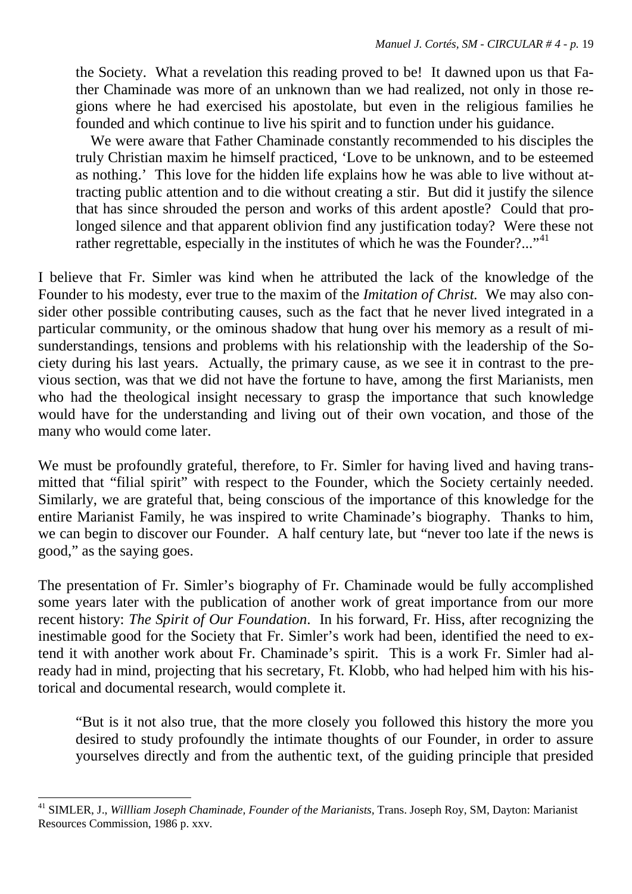> the Society. What a revelation this reading proved to be! It dawned upon us that Father Chaminade was more of an unknown than we had realized, not only in those regions where he had exercised his apostolate, but even in the religious families he founded and which continue to live his spirit and to function under his guidance.
>
> We were aware that Father Chaminade constantly recommended to his disciples the truly Christian maxim he himself practiced, 'Love to be unknown, and to be esteemed as nothing.' This love for the hidden life explains how he was able to live without attracting public attention and to die without creating a stir. But did it justify the silence that has since shrouded the person and works of this ardent apostle? Could that prolonged silence and that apparent oblivion find any justification today? Were these not rather regrettable, especially in the institutes of which he was the Founder?..."[41]

I believe that Fr. Simler was kind when he attributed the lack of the knowledge of the Founder to his modesty, ever true to the maxim of the *Imitation of Christ.* We may also consider other possible contributing causes, such as the fact that he never lived integrated in a particular community, or the ominous shadow that hung over his memory as a result of misunderstandings, tensions and problems with his relationship with the leadership of the Society during his last years. Actually, the primary cause, as we see it in contrast to the previous section, was that we did not have the fortune to have, among the first Marianists, men who had the theological insight necessary to grasp the importance that such knowledge would have for the understanding and living out of their own vocation, and those of the many who would come later.

We must be profoundly grateful, therefore, to Fr. Simler for having lived and having transmitted that "filial spirit" with respect to the Founder, which the Society certainly needed. Similarly, we are grateful that, being conscious of the importance of this knowledge for the entire Marianist Family, he was inspired to write Chaminade's biography. Thanks to him, we can begin to discover our Founder. A half century late, but "never too late if the news is good," as the saying goes.

The presentation of Fr. Simler's biography of Fr. Chaminade would be fully accomplished some years later with the publication of another work of great importance from our more recent history: *The Spirit of Our Foundation*. In his forward, Fr. Hiss, after recognizing the inestimable good for the Society that Fr. Simler's work had been, identified the need to extend it with another work about Fr. Chaminade's spirit. This is a work Fr. Simler had already had in mind, projecting that his secretary, Ft. Klobb, who had helped him with his historical and documental research, would complete it.

> "But is it not also true, that the more closely you followed this history the more you desired to study profoundly the intimate thoughts of our Founder, in order to assure yourselves directly and from the authentic text, of the guiding principle that presided

---

[41] SIMLER, J., *Willliam Joseph Chaminade, Founder of the Marianists,* Trans. Joseph Roy, SM, Dayton: Marianist Resources Commission, 1986 p. xxv.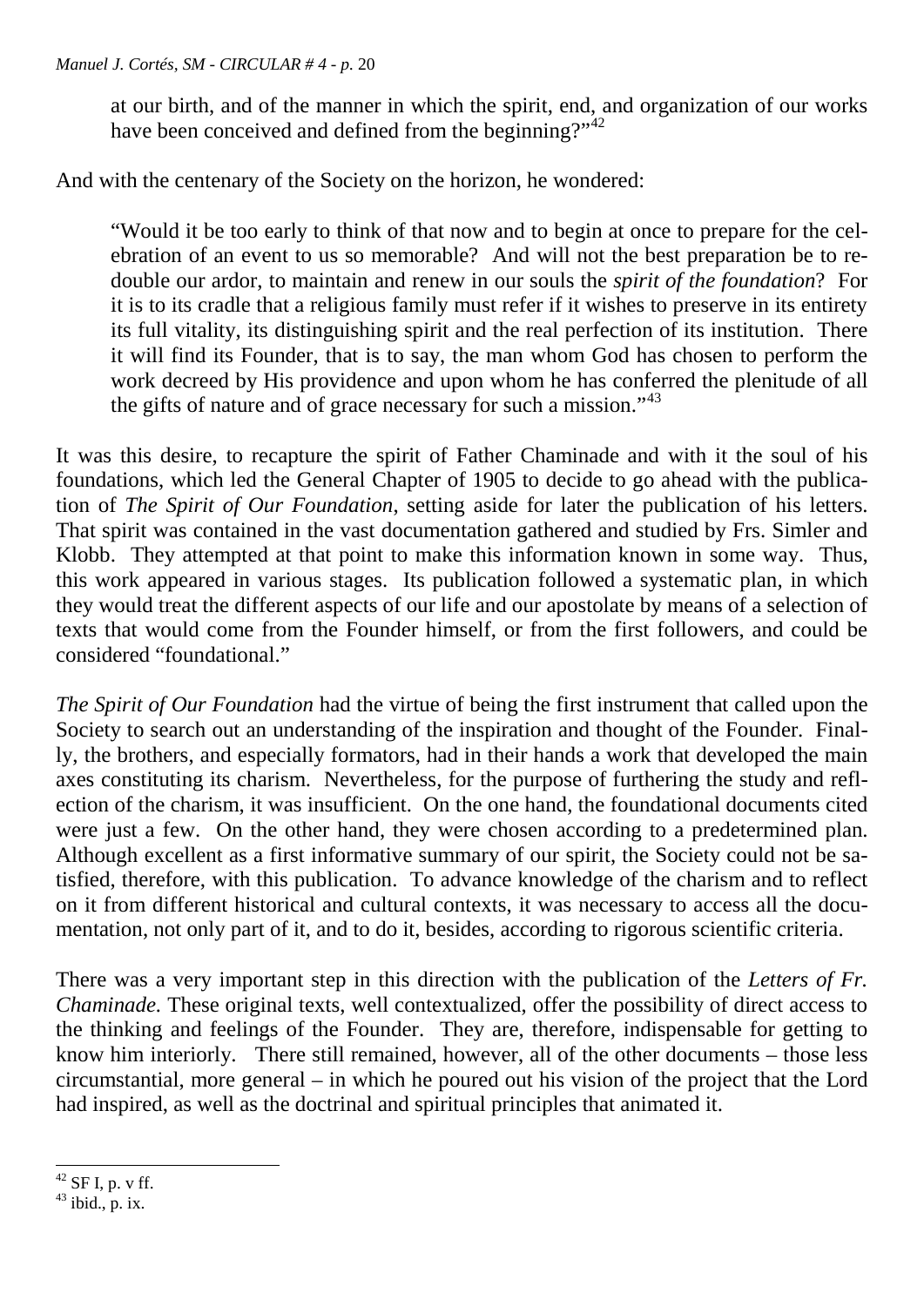at our birth, and of the manner in which the spirit, end, and organization of our works have been conceived and defined from the beginning?"[42]

And with the centenary of the Society on the horizon, he wondered:

> "Would it be too early to think of that now and to begin at once to prepare for the celebration of an event to us so memorable? And will not the best preparation be to redouble our ardor, to maintain and renew in our souls the *spirit of the foundation*? For it is to its cradle that a religious family must refer if it wishes to preserve in its entirety its full vitality, its distinguishing spirit and the real perfection of its institution. There it will find its Founder, that is to say, the man whom God has chosen to perform the work decreed by His providence and upon whom he has conferred the plenitude of all the gifts of nature and of grace necessary for such a mission."[43]

It was this desire, to recapture the spirit of Father Chaminade and with it the soul of his foundations, which led the General Chapter of 1905 to decide to go ahead with the publication of *The Spirit of Our Foundation*, setting aside for later the publication of his letters. That spirit was contained in the vast documentation gathered and studied by Frs. Simler and Klobb. They attempted at that point to make this information known in some way. Thus, this work appeared in various stages. Its publication followed a systematic plan, in which they would treat the different aspects of our life and our apostolate by means of a selection of texts that would come from the Founder himself, or from the first followers, and could be considered "foundational."

*The Spirit of Our Foundation* had the virtue of being the first instrument that called upon the Society to search out an understanding of the inspiration and thought of the Founder. Finally, the brothers, and especially formators, had in their hands a work that developed the main axes constituting its charism. Nevertheless, for the purpose of furthering the study and reflection of the charism, it was insufficient. On the one hand, the foundational documents cited were just a few. On the other hand, they were chosen according to a predetermined plan. Although excellent as a first informative summary of our spirit, the Society could not be satisfied, therefore, with this publication. To advance knowledge of the charism and to reflect on it from different historical and cultural contexts, it was necessary to access all the documentation, not only part of it, and to do it, besides, according to rigorous scientific criteria.

There was a very important step in this direction with the publication of the *Letters of Fr. Chaminade.* These original texts, well contextualized, offer the possibility of direct access to the thinking and feelings of the Founder. They are, therefore, indispensable for getting to know him interiorly. There still remained, however, all of the other documents – those less circumstantial, more general – in which he poured out his vision of the project that the Lord had inspired, as well as the doctrinal and spiritual principles that animated it.

---

[42] SF I, p. v ff.

[43] ibid., p. ix.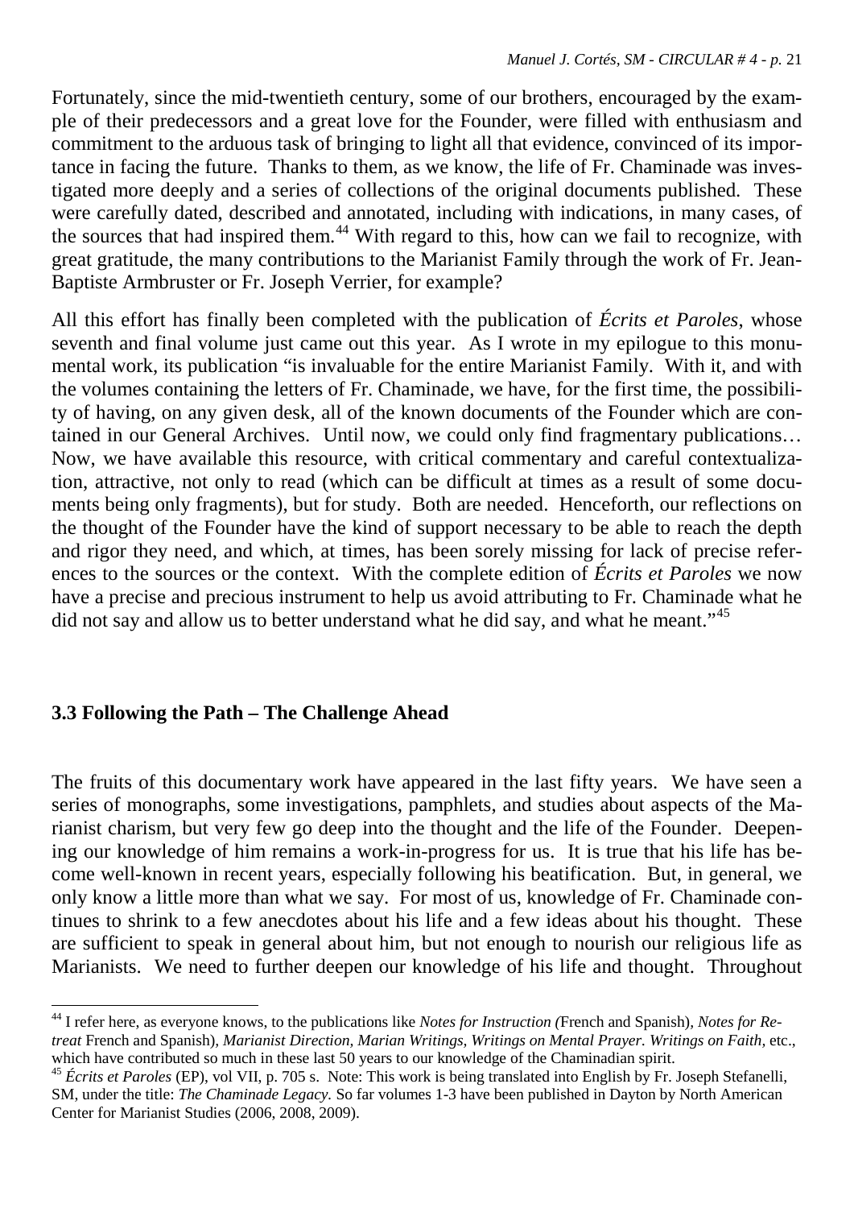Fortunately, since the mid-twentieth century, some of our brothers, encouraged by the example of their predecessors and a great love for the Founder, were filled with enthusiasm and commitment to the arduous task of bringing to light all that evidence, convinced of its importance in facing the future. Thanks to them, as we know, the life of Fr. Chaminade was investigated more deeply and a series of collections of the original documents published. These were carefully dated, described and annotated, including with indications, in many cases, of the sources that had inspired them.[44] With regard to this, how can we fail to recognize, with great gratitude, the many contributions to the Marianist Family through the work of Fr. Jean-Baptiste Armbruster or Fr. Joseph Verrier, for example?

All this effort has finally been completed with the publication of *Écrits et Paroles*, whose seventh and final volume just came out this year. As I wrote in my epilogue to this monumental work, its publication "is invaluable for the entire Marianist Family. With it, and with the volumes containing the letters of Fr. Chaminade, we have, for the first time, the possibility of having, on any given desk, all of the known documents of the Founder which are contained in our General Archives. Until now, we could only find fragmentary publications… Now, we have available this resource, with critical commentary and careful contextualization, attractive, not only to read (which can be difficult at times as a result of some documents being only fragments), but for study. Both are needed. Henceforth, our reflections on the thought of the Founder have the kind of support necessary to be able to reach the depth and rigor they need, and which, at times, has been sorely missing for lack of precise references to the sources or the context. With the complete edition of *Écrits et Paroles* we now have a precise and precious instrument to help us avoid attributing to Fr. Chaminade what he did not say and allow us to better understand what he did say, and what he meant."[45]

### 3.3 Following the Path – The Challenge Ahead

The fruits of this documentary work have appeared in the last fifty years. We have seen a series of monographs, some investigations, pamphlets, and studies about aspects of the Marianist charism, but very few go deep into the thought and the life of the Founder. Deepening our knowledge of him remains a work-in-progress for us. It is true that his life has become well-known in recent years, especially following his beatification. But, in general, we only know a little more than what we say. For most of us, knowledge of Fr. Chaminade continues to shrink to a few anecdotes about his life and a few ideas about his thought. These are sufficient to speak in general about him, but not enough to nourish our religious life as Marianists. We need to further deepen our knowledge of his life and thought. Throughout

---

[44] I refer here, as everyone knows, to the publications like *Notes for Instruction (*French and Spanish), *Notes for Retreat* French and Spanish), *Marianist Direction, Marian Writings, Writings on Mental Prayer. Writings on Faith*, etc., which have contributed so much in these last 50 years to our knowledge of the Chaminadian spirit.

[45] *Écrits et Paroles* (EP), vol VII, p. 705 s. Note: This work is being translated into English by Fr. Joseph Stefanelli, SM, under the title: *The Chaminade Legacy.* So far volumes 1-3 have been published in Dayton by North American Center for Marianist Studies (2006, 2008, 2009).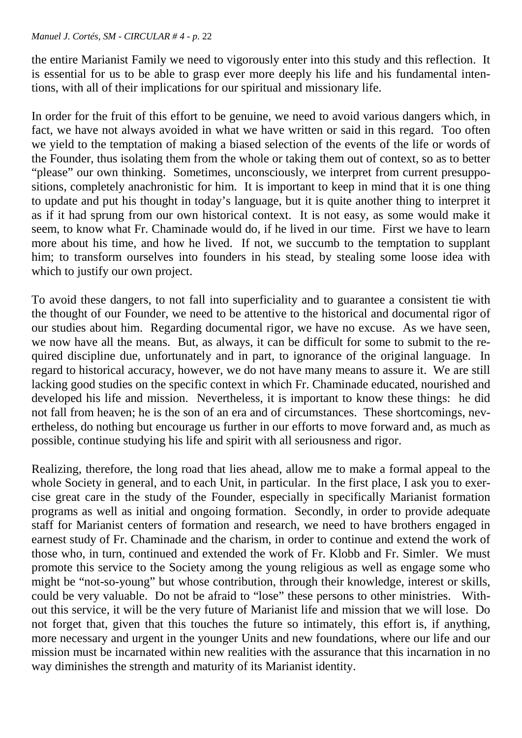the entire Marianist Family we need to vigorously enter into this study and this reflection. It is essential for us to be able to grasp ever more deeply his life and his fundamental intentions, with all of their implications for our spiritual and missionary life.

In order for the fruit of this effort to be genuine, we need to avoid various dangers which, in fact, we have not always avoided in what we have written or said in this regard. Too often we yield to the temptation of making a biased selection of the events of the life or words of the Founder, thus isolating them from the whole or taking them out of context, so as to better "please" our own thinking. Sometimes, unconsciously, we interpret from current presuppositions, completely anachronistic for him. It is important to keep in mind that it is one thing to update and put his thought in today's language, but it is quite another thing to interpret it as if it had sprung from our own historical context. It is not easy, as some would make it seem, to know what Fr. Chaminade would do, if he lived in our time. First we have to learn more about his time, and how he lived. If not, we succumb to the temptation to supplant him; to transform ourselves into founders in his stead, by stealing some loose idea with which to justify our own project.

To avoid these dangers, to not fall into superficiality and to guarantee a consistent tie with the thought of our Founder, we need to be attentive to the historical and documental rigor of our studies about him. Regarding documental rigor, we have no excuse. As we have seen, we now have all the means. But, as always, it can be difficult for some to submit to the required discipline due, unfortunately and in part, to ignorance of the original language. In regard to historical accuracy, however, we do not have many means to assure it. We are still lacking good studies on the specific context in which Fr. Chaminade educated, nourished and developed his life and mission. Nevertheless, it is important to know these things: he did not fall from heaven; he is the son of an era and of circumstances. These shortcomings, nevertheless, do nothing but encourage us further in our efforts to move forward and, as much as possible, continue studying his life and spirit with all seriousness and rigor.

Realizing, therefore, the long road that lies ahead, allow me to make a formal appeal to the whole Society in general, and to each Unit, in particular. In the first place, I ask you to exercise great care in the study of the Founder, especially in specifically Marianist formation programs as well as initial and ongoing formation. Secondly, in order to provide adequate staff for Marianist centers of formation and research, we need to have brothers engaged in earnest study of Fr. Chaminade and the charism, in order to continue and extend the work of those who, in turn, continued and extended the work of Fr. Klobb and Fr. Simler. We must promote this service to the Society among the young religious as well as engage some who might be "not-so-young" but whose contribution, through their knowledge, interest or skills, could be very valuable. Do not be afraid to "lose" these persons to other ministries. Without this service, it will be the very future of Marianist life and mission that we will lose. Do not forget that, given that this touches the future so intimately, this effort is, if anything, more necessary and urgent in the younger Units and new foundations, where our life and our mission must be incarnated within new realities with the assurance that this incarnation in no way diminishes the strength and maturity of its Marianist identity.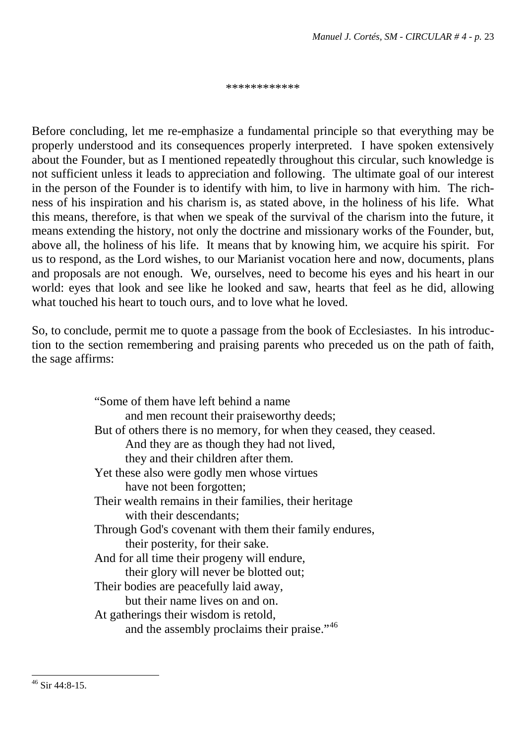************

Before concluding, let me re-emphasize a fundamental principle so that everything may be properly understood and its consequences properly interpreted. I have spoken extensively about the Founder, but as I mentioned repeatedly throughout this circular, such knowledge is not sufficient unless it leads to appreciation and following. The ultimate goal of our interest in the person of the Founder is to identify with him, to live in harmony with him. The richness of his inspiration and his charism is, as stated above, in the holiness of his life. What this means, therefore, is that when we speak of the survival of the charism into the future, it means extending the history, not only the doctrine and missionary works of the Founder, but, above all, the holiness of his life. It means that by knowing him, we acquire his spirit. For us to respond, as the Lord wishes, to our Marianist vocation here and now, documents, plans and proposals are not enough. We, ourselves, need to become his eyes and his heart in our world: eyes that look and see like he looked and saw, hearts that feel as he did, allowing what touched his heart to touch ours, and to love what he loved.

So, to conclude, permit me to quote a passage from the book of Ecclesiastes. In his introduction to the section remembering and praising parents who preceded us on the path of faith, the sage affirms:

> "Some of them have left behind a name
> and men recount their praiseworthy deeds;
> But of others there is no memory, for when they ceased, they ceased.
> And they are as though they had not lived,
> they and their children after them.
> Yet these also were godly men whose virtues
> have not been forgotten;
> Their wealth remains in their families, their heritage
> with their descendants;
> Through God's covenant with them their family endures,
> their posterity, for their sake.
> And for all time their progeny will endure,
> their glory will never be blotted out;
> Their bodies are peacefully laid away,
> but their name lives on and on.
> At gatherings their wisdom is retold,
> and the assembly proclaims their praise."[46]

---

[46] Sir 44:8-15.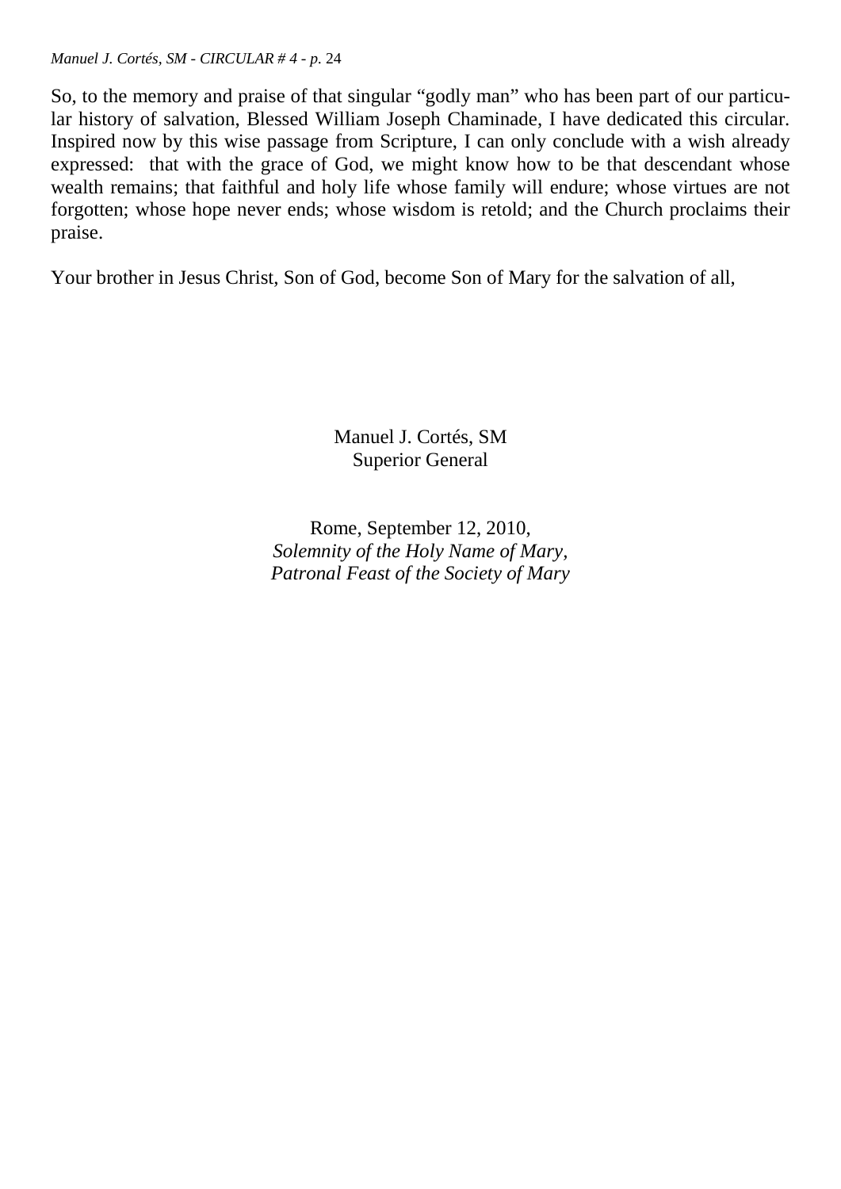So, to the memory and praise of that singular "godly man" who has been part of our particular history of salvation, Blessed William Joseph Chaminade, I have dedicated this circular. Inspired now by this wise passage from Scripture, I can only conclude with a wish already expressed: that with the grace of God, we might know how to be that descendant whose wealth remains; that faithful and holy life whose family will endure; whose virtues are not forgotten; whose hope never ends; whose wisdom is retold; and the Church proclaims their praise.

Your brother in Jesus Christ, Son of God, become Son of Mary for the salvation of all,

Manuel J. Cortés, SM
Superior General

Rome, September 12, 2010,
*Solemnity of the Holy Name of Mary,*
*Patronal Feast of the Society of Mary*